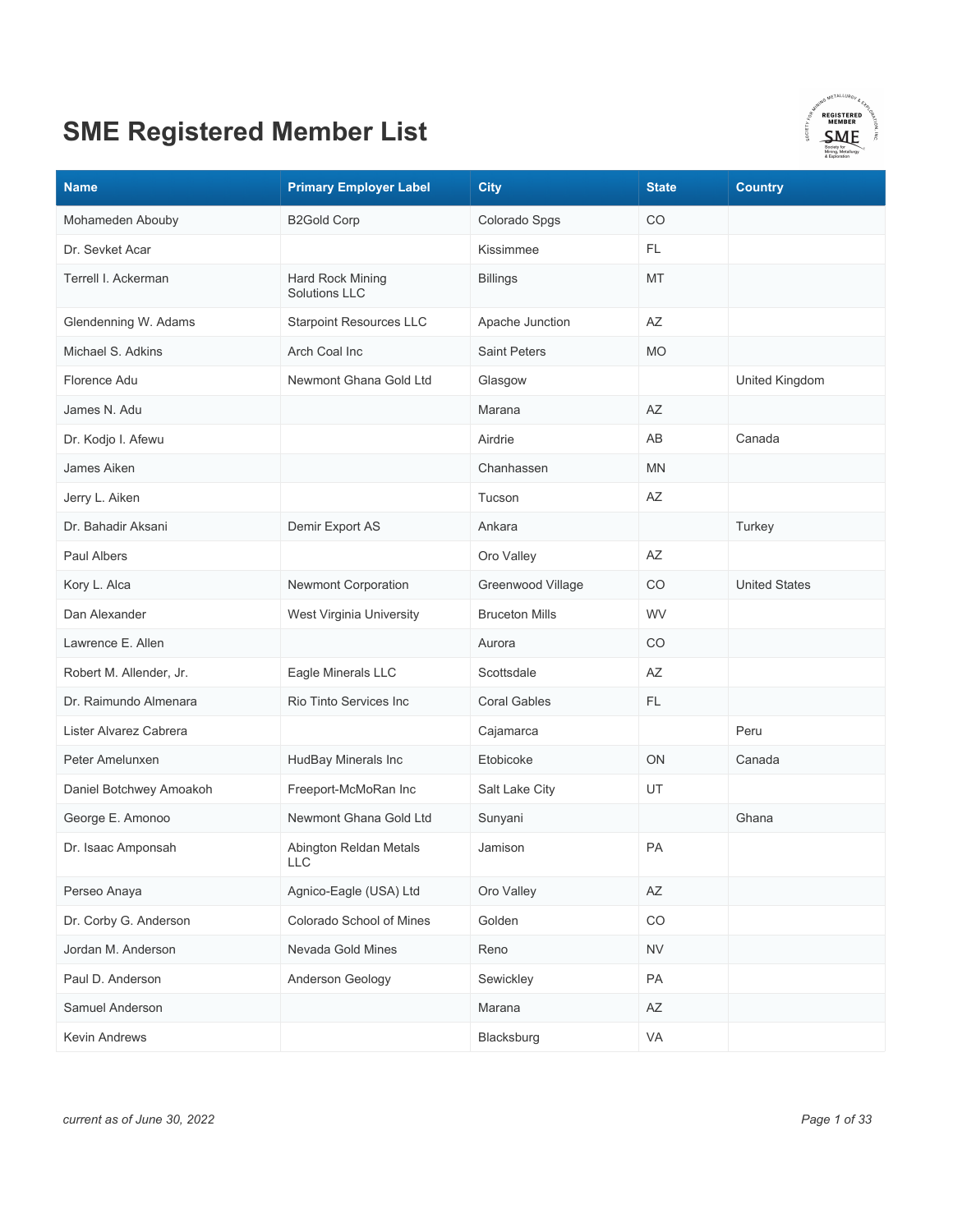# SME Registered Member List

| Name | Primary Employer Label | City | State | Country |
|---|---|---|---|---|
| Mohameden Abouby | B2Gold Corp | Colorado Spgs | CO | |
| Dr. Sevket Acar | | Kissimmee | FL | |
| Terrell I. Ackerman | Hard Rock Mining Solutions LLC | Billings | MT | |
| Glendenning W. Adams | Starpoint Resources LLC | Apache Junction | AZ | |
| Michael S. Adkins | Arch Coal Inc | Saint Peters | MO | |
| Florence Adu | Newmont Ghana Gold Ltd | Glasgow | | United Kingdom |
| James N. Adu | | Marana | AZ | |
| Dr. Kodjo I. Afewu | | Airdrie | AB | Canada |
| James Aiken | | Chanhassen | MN | |
| Jerry L. Aiken | | Tucson | AZ | |
| Dr. Bahadir Aksani | Demir Export AS | Ankara | | Turkey |
| Paul Albers | | Oro Valley | AZ | |
| Kory L. Alca | Newmont Corporation | Greenwood Village | CO | United States |
| Dan Alexander | West Virginia University | Bruceton Mills | WV | |
| Lawrence E. Allen | | Aurora | CO | |
| Robert M. Allender, Jr. | Eagle Minerals LLC | Scottsdale | AZ | |
| Dr. Raimundo Almenara | Rio Tinto Services Inc | Coral Gables | FL | |
| Lister Alvarez Cabrera | | Cajamarca | | Peru |
| Peter Amelunxen | HudBay Minerals Inc | Etobicoke | ON | Canada |
| Daniel Botchwey Amoakoh | Freeport-McMoRan Inc | Salt Lake City | UT | |
| George E. Amonoo | Newmont Ghana Gold Ltd | Sunyani | | Ghana |
| Dr. Isaac Amponsah | Abington Reldan Metals LLC | Jamison | PA | |
| Perseo Anaya | Agnico-Eagle (USA) Ltd | Oro Valley | AZ | |
| Dr. Corby G. Anderson | Colorado School of Mines | Golden | CO | |
| Jordan M. Anderson | Nevada Gold Mines | Reno | NV | |
| Paul D. Anderson | Anderson Geology | Sewickley | PA | |
| Samuel Anderson | | Marana | AZ | |
| Kevin Andrews | | Blacksburg | VA | |

*current as of June 30, 2022*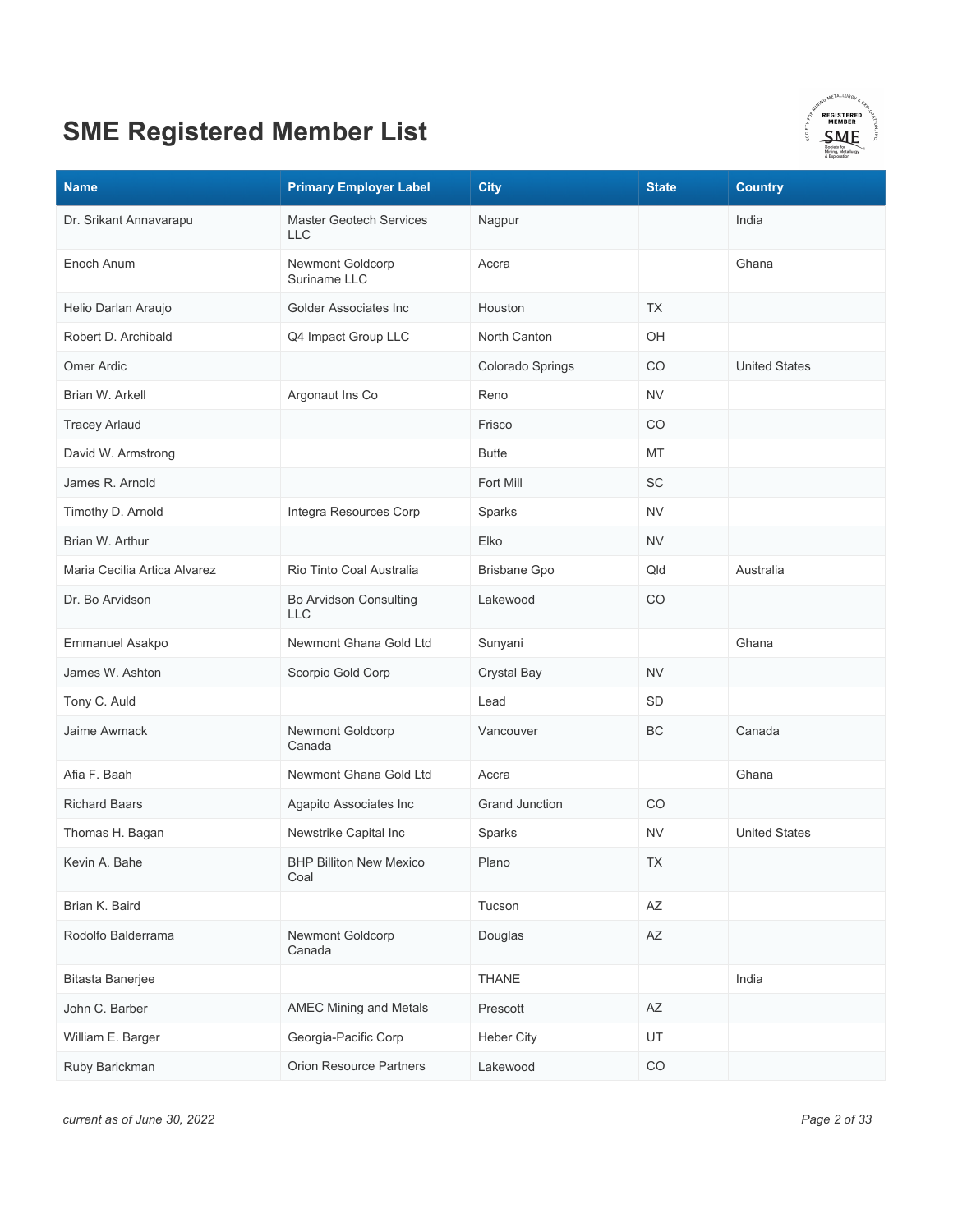# SME Registered Member List

| Name | Primary Employer Label | City | State | Country |
|---|---|---|---|---|
| Dr. Srikant Annavarapu | Master Geotech Services LLC | Nagpur | | India |
| Enoch Anum | Newmont Goldcorp Suriname LLC | Accra | | Ghana |
| Helio Darlan Araujo | Golder Associates Inc | Houston | TX | |
| Robert D. Archibald | Q4 Impact Group LLC | North Canton | OH | |
| Omer Ardic | | Colorado Springs | CO | United States |
| Brian W. Arkell | Argonaut Ins Co | Reno | NV | |
| Tracey Arlaud | | Frisco | CO | |
| David W. Armstrong | | Butte | MT | |
| James R. Arnold | | Fort Mill | SC | |
| Timothy D. Arnold | Integra Resources Corp | Sparks | NV | |
| Brian W. Arthur | | Elko | NV | |
| Maria Cecilia Artica Alvarez | Rio Tinto Coal Australia | Brisbane Gpo | Qld | Australia |
| Dr. Bo Arvidson | Bo Arvidson Consulting LLC | Lakewood | CO | |
| Emmanuel Asakpo | Newmont Ghana Gold Ltd | Sunyani | | Ghana |
| James W. Ashton | Scorpio Gold Corp | Crystal Bay | NV | |
| Tony C. Auld | | Lead | SD | |
| Jaime Awmack | Newmont Goldcorp Canada | Vancouver | BC | Canada |
| Afia F. Baah | Newmont Ghana Gold Ltd | Accra | | Ghana |
| Richard Baars | Agapito Associates Inc | Grand Junction | CO | |
| Thomas H. Bagan | Newstrike Capital Inc | Sparks | NV | United States |
| Kevin A. Bahe | BHP Billiton New Mexico Coal | Plano | TX | |
| Brian K. Baird | | Tucson | AZ | |
| Rodolfo Balderrama | Newmont Goldcorp Canada | Douglas | AZ | |
| Bitasta Banerjee | | THANE | | India |
| John C. Barber | AMEC Mining and Metals | Prescott | AZ | |
| William E. Barger | Georgia-Pacific Corp | Heber City | UT | |
| Ruby Barickman | Orion Resource Partners | Lakewood | CO | |

*current as of June 30, 2022*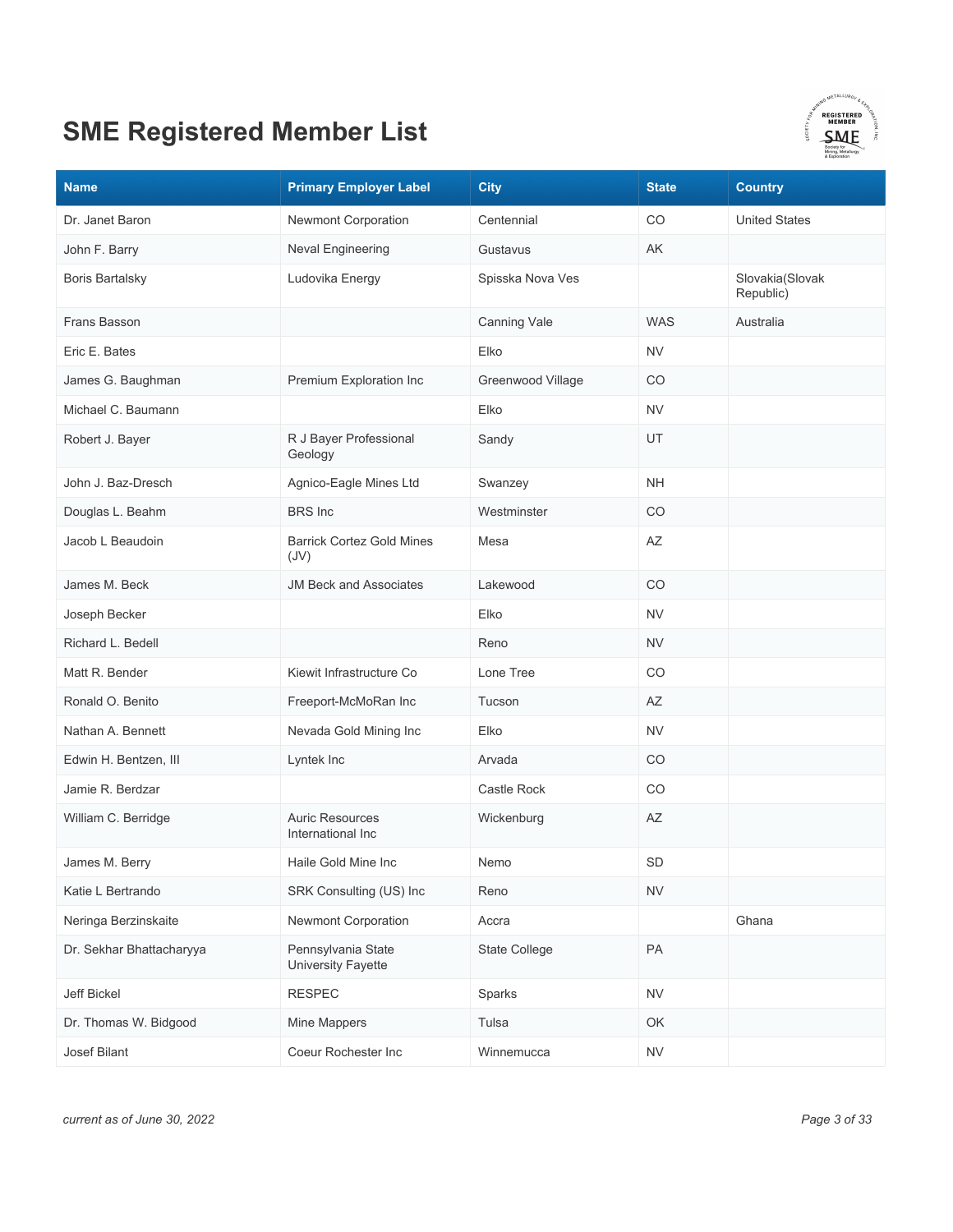# SME Registered Member List

| Name | Primary Employer Label | City | State | Country |
|---|---|---|---|---|
| Dr. Janet Baron | Newmont Corporation | Centennial | CO | United States |
| John F. Barry | Neval Engineering | Gustavus | AK | |
| Boris Bartalsky | Ludovika Energy | Spisska Nova Ves | | Slovakia(Slovak Republic) |
| Frans Basson | | Canning Vale | WAS | Australia |
| Eric E. Bates | | Elko | NV | |
| James G. Baughman | Premium Exploration Inc | Greenwood Village | CO | |
| Michael C. Baumann | | Elko | NV | |
| Robert J. Bayer | R J Bayer Professional Geology | Sandy | UT | |
| John J. Baz-Dresch | Agnico-Eagle Mines Ltd | Swanzey | NH | |
| Douglas L. Beahm | BRS Inc | Westminster | CO | |
| Jacob L Beaudoin | Barrick Cortez Gold Mines (JV) | Mesa | AZ | |
| James M. Beck | JM Beck and Associates | Lakewood | CO | |
| Joseph Becker | | Elko | NV | |
| Richard L. Bedell | | Reno | NV | |
| Matt R. Bender | Kiewit Infrastructure Co | Lone Tree | CO | |
| Ronald O. Benito | Freeport-McMoRan Inc | Tucson | AZ | |
| Nathan A. Bennett | Nevada Gold Mining Inc | Elko | NV | |
| Edwin H. Bentzen, III | Lyntek Inc | Arvada | CO | |
| Jamie R. Berdzar | | Castle Rock | CO | |
| William C. Berridge | Auric Resources International Inc | Wickenburg | AZ | |
| James M. Berry | Haile Gold Mine Inc | Nemo | SD | |
| Katie L Bertrando | SRK Consulting (US) Inc | Reno | NV | |
| Neringa Berzinskaite | Newmont Corporation | Accra | | Ghana |
| Dr. Sekhar Bhattacharyya | Pennsylvania State University Fayette | State College | PA | |
| Jeff Bickel | RESPEC | Sparks | NV | |
| Dr. Thomas W. Bidgood | Mine Mappers | Tulsa | OK | |
| Josef Bilant | Coeur Rochester Inc | Winnemucca | NV | |

*current as of June 30, 2022*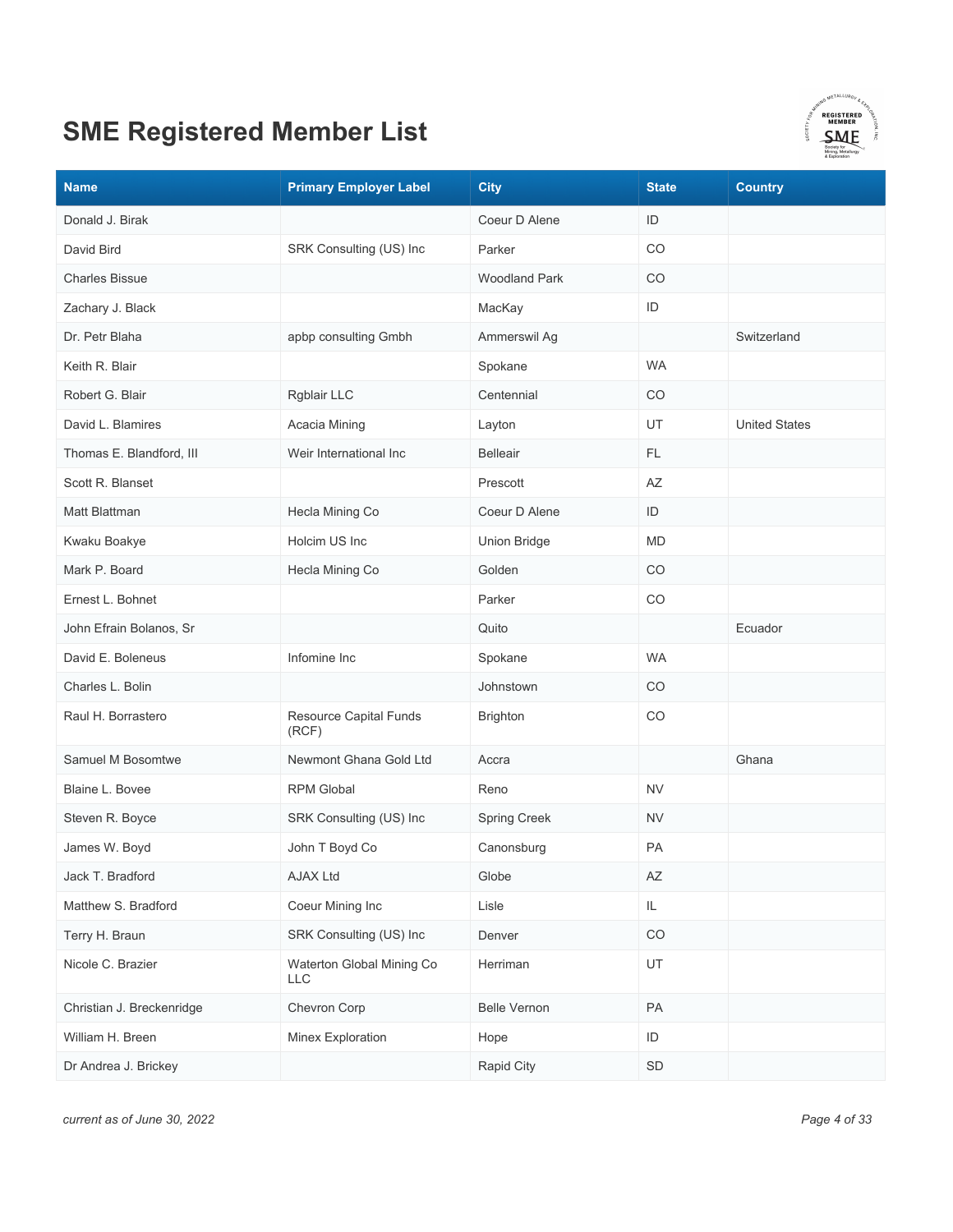# SME Registered Member List

| Name | Primary Employer Label | City | State | Country |
|---|---|---|---|---|
| Donald J. Birak | | Coeur D Alene | ID | |
| David Bird | SRK Consulting (US) Inc | Parker | CO | |
| Charles Bissue | | Woodland Park | CO | |
| Zachary J. Black | | MacKay | ID | |
| Dr. Petr Blaha | apbp consulting Gmbh | Ammerswil Ag | | Switzerland |
| Keith R. Blair | | Spokane | WA | |
| Robert G. Blair | Rgblair LLC | Centennial | CO | |
| David L. Blamires | Acacia Mining | Layton | UT | United States |
| Thomas E. Blandford, III | Weir International Inc | Belleair | FL | |
| Scott R. Blanset | | Prescott | AZ | |
| Matt Blattman | Hecla Mining Co | Coeur D Alene | ID | |
| Kwaku Boakye | Holcim US Inc | Union Bridge | MD | |
| Mark P. Board | Hecla Mining Co | Golden | CO | |
| Ernest L. Bohnet | | Parker | CO | |
| John Efrain Bolanos, Sr | | Quito | | Ecuador |
| David E. Boleneus | Infomine Inc | Spokane | WA | |
| Charles L. Bolin | | Johnstown | CO | |
| Raul H. Borrastero | Resource Capital Funds (RCF) | Brighton | CO | |
| Samuel M Bosomtwe | Newmont Ghana Gold Ltd | Accra | | Ghana |
| Blaine L. Bovee | RPM Global | Reno | NV | |
| Steven R. Boyce | SRK Consulting (US) Inc | Spring Creek | NV | |
| James W. Boyd | John T Boyd Co | Canonsburg | PA | |
| Jack T. Bradford | AJAX Ltd | Globe | AZ | |
| Matthew S. Bradford | Coeur Mining Inc | Lisle | IL | |
| Terry H. Braun | SRK Consulting (US) Inc | Denver | CO | |
| Nicole C. Brazier | Waterton Global Mining Co LLC | Herriman | UT | |
| Christian J. Breckenridge | Chevron Corp | Belle Vernon | PA | |
| William H. Breen | Minex Exploration | Hope | ID | |
| Dr Andrea J. Brickey | | Rapid City | SD | |

*current as of June 30, 2022*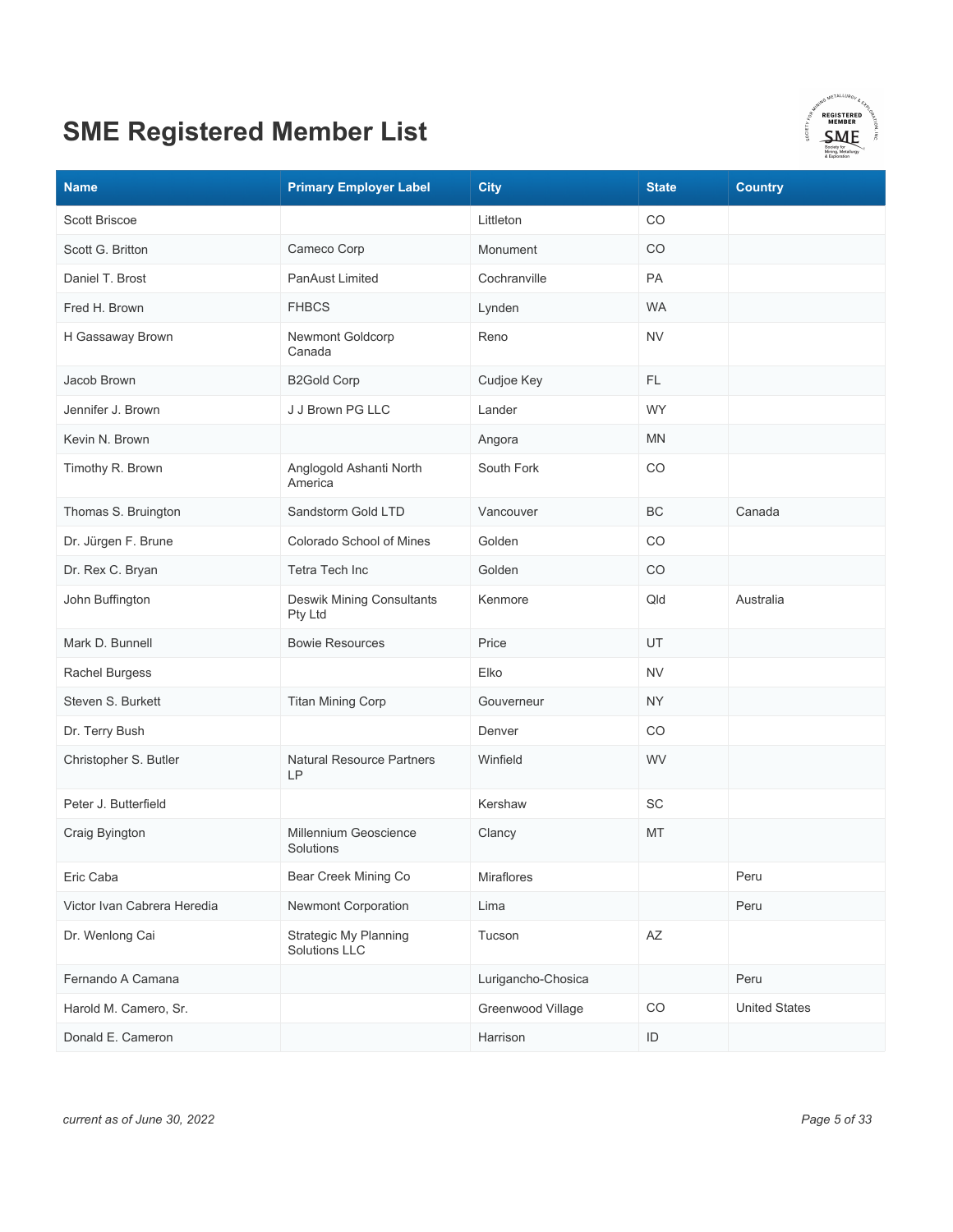# SME Registered Member List

| Name | Primary Employer Label | City | State | Country |
|---|---|---|---|---|
| Scott Briscoe | | Littleton | CO | |
| Scott G. Britton | Cameco Corp | Monument | CO | |
| Daniel T. Brost | PanAust Limited | Cochranville | PA | |
| Fred H. Brown | FHBCS | Lynden | WA | |
| H Gassaway Brown | Newmont Goldcorp Canada | Reno | NV | |
| Jacob Brown | B2Gold Corp | Cudjoe Key | FL | |
| Jennifer J. Brown | J J Brown PG LLC | Lander | WY | |
| Kevin N. Brown | | Angora | MN | |
| Timothy R. Brown | Anglogold Ashanti North America | South Fork | CO | |
| Thomas S. Bruington | Sandstorm Gold LTD | Vancouver | BC | Canada |
| Dr. Jürgen F. Brune | Colorado School of Mines | Golden | CO | |
| Dr. Rex C. Bryan | Tetra Tech Inc | Golden | CO | |
| John Buffington | Deswik Mining Consultants Pty Ltd | Kenmore | Qld | Australia |
| Mark D. Bunnell | Bowie Resources | Price | UT | |
| Rachel Burgess | | Elko | NV | |
| Steven S. Burkett | Titan Mining Corp | Gouverneur | NY | |
| Dr. Terry Bush | | Denver | CO | |
| Christopher S. Butler | Natural Resource Partners LP | Winfield | WV | |
| Peter J. Butterfield | | Kershaw | SC | |
| Craig Byington | Millennium Geoscience Solutions | Clancy | MT | |
| Eric Caba | Bear Creek Mining Co | Miraflores | | Peru |
| Victor Ivan Cabrera Heredia | Newmont Corporation | Lima | | Peru |
| Dr. Wenlong Cai | Strategic My Planning Solutions LLC | Tucson | AZ | |
| Fernando A Camana | | Lurigancho-Chosica | | Peru |
| Harold M. Camero, Sr. | | Greenwood Village | CO | United States |
| Donald E. Cameron | | Harrison | ID | |

*current as of June 30, 2022*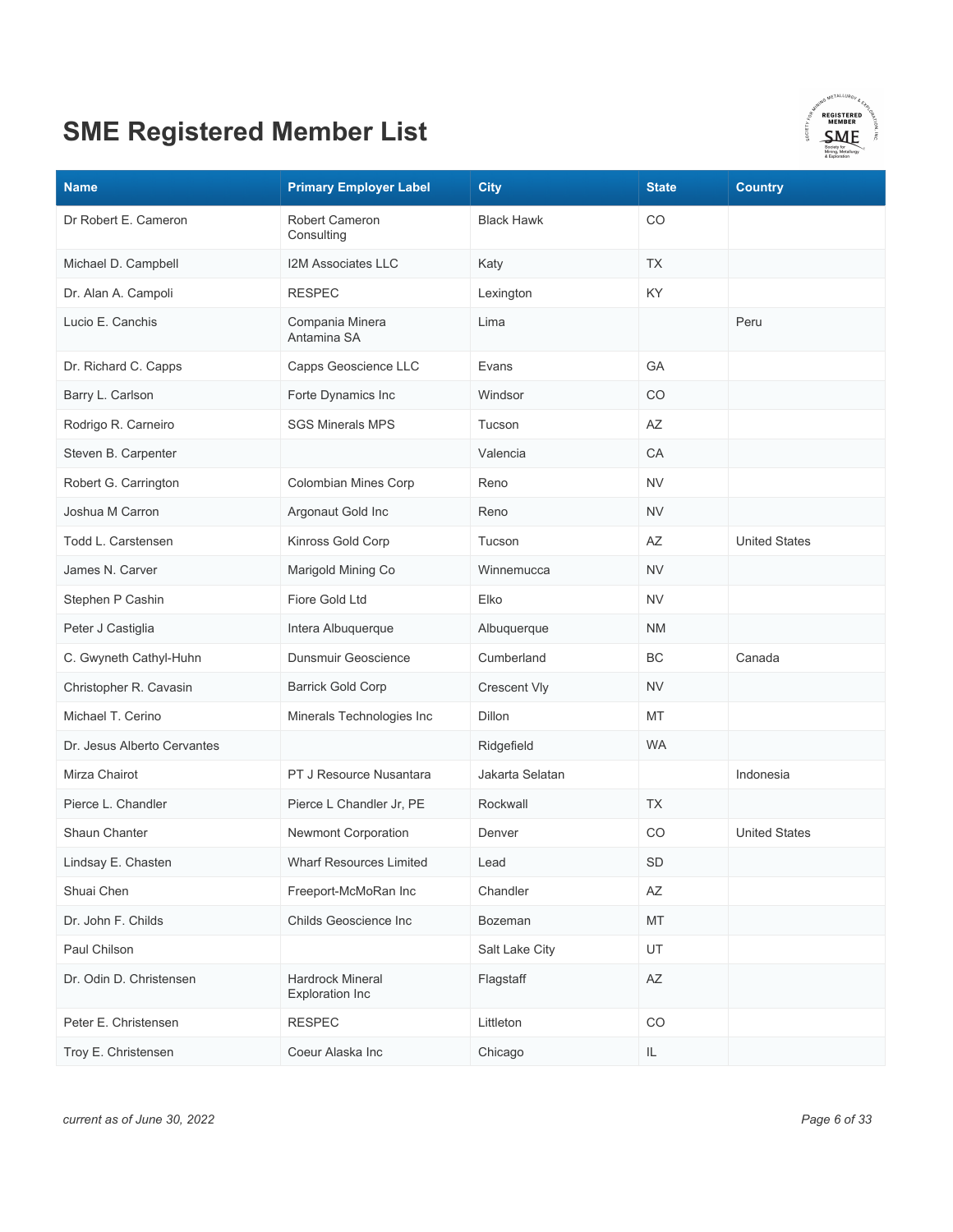# SME Registered Member List

| Name | Primary Employer Label | City | State | Country |
|---|---|---|---|---|
| Dr Robert E. Cameron | Robert Cameron Consulting | Black Hawk | CO | |
| Michael D. Campbell | I2M Associates LLC | Katy | TX | |
| Dr. Alan A. Campoli | RESPEC | Lexington | KY | |
| Lucio E. Canchis | Compania Minera Antamina SA | Lima | | Peru |
| Dr. Richard C. Capps | Capps Geoscience LLC | Evans | GA | |
| Barry L. Carlson | Forte Dynamics Inc | Windsor | CO | |
| Rodrigo R. Carneiro | SGS Minerals MPS | Tucson | AZ | |
| Steven B. Carpenter | | Valencia | CA | |
| Robert G. Carrington | Colombian Mines Corp | Reno | NV | |
| Joshua M Carron | Argonaut Gold Inc | Reno | NV | |
| Todd L. Carstensen | Kinross Gold Corp | Tucson | AZ | United States |
| James N. Carver | Marigold Mining Co | Winnemucca | NV | |
| Stephen P Cashin | Fiore Gold Ltd | Elko | NV | |
| Peter J Castiglia | Intera Albuquerque | Albuquerque | NM | |
| C. Gwyneth Cathyl-Huhn | Dunsmuir Geoscience | Cumberland | BC | Canada |
| Christopher R. Cavasin | Barrick Gold Corp | Crescent Vly | NV | |
| Michael T. Cerino | Minerals Technologies Inc | Dillon | MT | |
| Dr. Jesus Alberto Cervantes | | Ridgefield | WA | |
| Mirza Chairot | PT J Resource Nusantara | Jakarta Selatan | | Indonesia |
| Pierce L. Chandler | Pierce L Chandler Jr, PE | Rockwall | TX | |
| Shaun Chanter | Newmont Corporation | Denver | CO | United States |
| Lindsay E. Chasten | Wharf Resources Limited | Lead | SD | |
| Shuai Chen | Freeport-McMoRan Inc | Chandler | AZ | |
| Dr. John F. Childs | Childs Geoscience Inc | Bozeman | MT | |
| Paul Chilson | | Salt Lake City | UT | |
| Dr. Odin D. Christensen | Hardrock Mineral Exploration Inc | Flagstaff | AZ | |
| Peter E. Christensen | RESPEC | Littleton | CO | |
| Troy E. Christensen | Coeur Alaska Inc | Chicago | IL | |

*current as of June 30, 2022*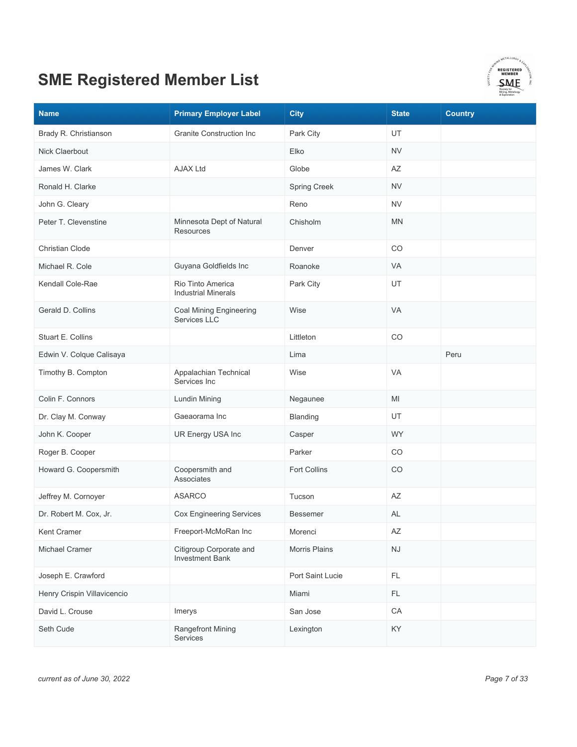# SME Registered Member List

| Name | Primary Employer Label | City | State | Country |
|---|---|---|---|---|
| Brady R. Christianson | Granite Construction Inc | Park City | UT | |
| Nick Claerbout | | Elko | NV | |
| James W. Clark | AJAX Ltd | Globe | AZ | |
| Ronald H. Clarke | | Spring Creek | NV | |
| John G. Cleary | | Reno | NV | |
| Peter T. Clevenstine | Minnesota Dept of Natural Resources | Chisholm | MN | |
| Christian Clode | | Denver | CO | |
| Michael R. Cole | Guyana Goldfields Inc | Roanoke | VA | |
| Kendall Cole-Rae | Rio Tinto America Industrial Minerals | Park City | UT | |
| Gerald D. Collins | Coal Mining Engineering Services LLC | Wise | VA | |
| Stuart E. Collins | | Littleton | CO | |
| Edwin V. Colque Calisaya | | Lima | | Peru |
| Timothy B. Compton | Appalachian Technical Services Inc | Wise | VA | |
| Colin F. Connors | Lundin Mining | Negaunee | MI | |
| Dr. Clay M. Conway | Gaeaorama Inc | Blanding | UT | |
| John K. Cooper | UR Energy USA Inc | Casper | WY | |
| Roger B. Cooper | | Parker | CO | |
| Howard G. Coopersmith | Coopersmith and Associates | Fort Collins | CO | |
| Jeffrey M. Cornoyer | ASARCO | Tucson | AZ | |
| Dr. Robert M. Cox, Jr. | Cox Engineering Services | Bessemer | AL | |
| Kent Cramer | Freeport-McMoRan Inc | Morenci | AZ | |
| Michael Cramer | Citigroup Corporate and Investment Bank | Morris Plains | NJ | |
| Joseph E. Crawford | | Port Saint Lucie | FL | |
| Henry Crispin Villavicencio | | Miami | FL | |
| David L. Crouse | Imerys | San Jose | CA | |
| Seth Cude | Rangefront Mining Services | Lexington | KY | |

*current as of June 30, 2022*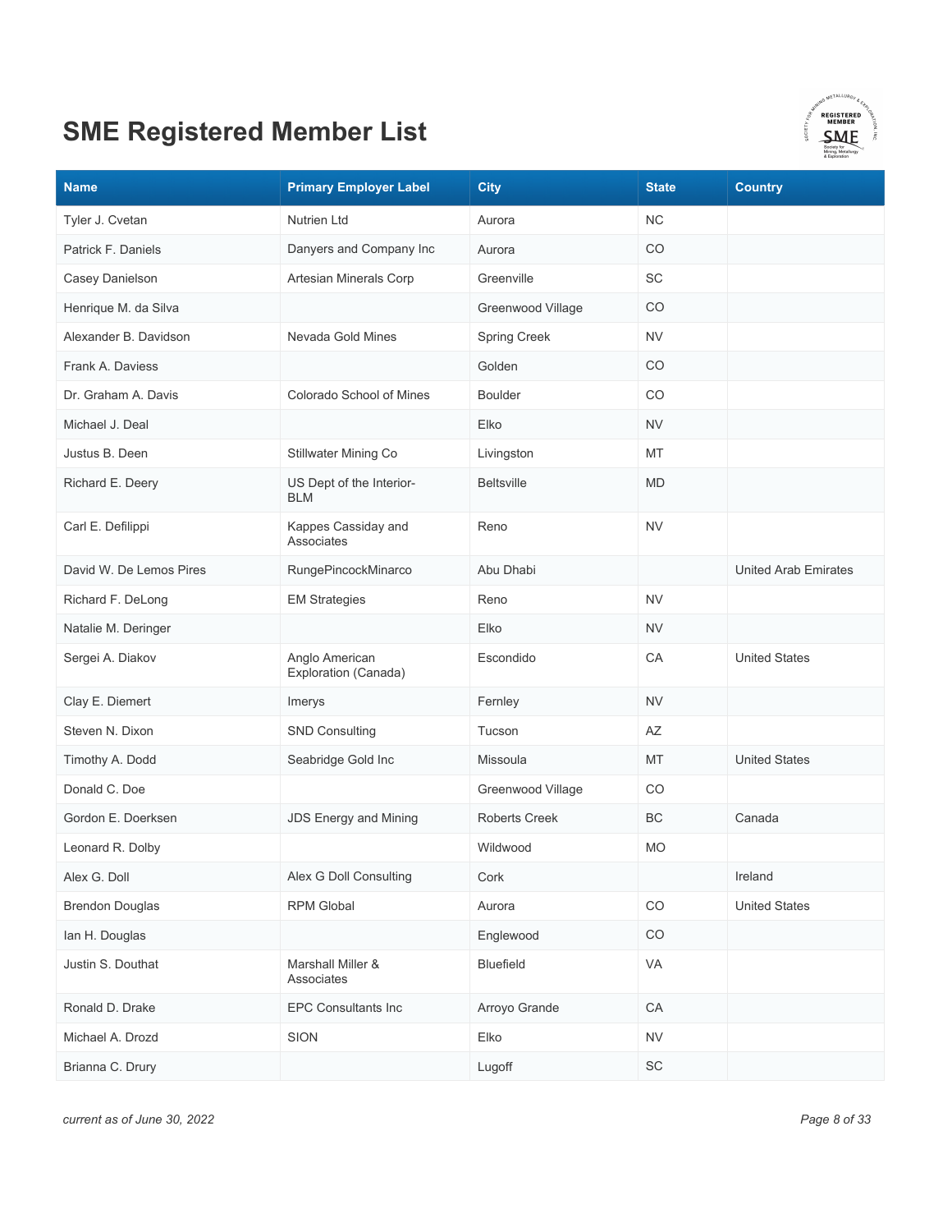# SME Registered Member List

| Name | Primary Employer Label | City | State | Country |
|---|---|---|---|---|
| Tyler J. Cvetan | Nutrien Ltd | Aurora | NC | |
| Patrick F. Daniels | Danyers and Company Inc | Aurora | CO | |
| Casey Danielson | Artesian Minerals Corp | Greenville | SC | |
| Henrique M. da Silva | | Greenwood Village | CO | |
| Alexander B. Davidson | Nevada Gold Mines | Spring Creek | NV | |
| Frank A. Daviess | | Golden | CO | |
| Dr. Graham A. Davis | Colorado School of Mines | Boulder | CO | |
| Michael J. Deal | | Elko | NV | |
| Justus B. Deen | Stillwater Mining Co | Livingston | MT | |
| Richard E. Deery | US Dept of the Interior-BLM | Beltsville | MD | |
| Carl E. Defilippi | Kappes Cassiday and Associates | Reno | NV | |
| David W. De Lemos Pires | RungePincockMinarco | Abu Dhabi | | United Arab Emirates |
| Richard F. DeLong | EM Strategies | Reno | NV | |
| Natalie M. Deringer | | Elko | NV | |
| Sergei A. Diakov | Anglo American Exploration (Canada) | Escondido | CA | United States |
| Clay E. Diemert | Imerys | Fernley | NV | |
| Steven N. Dixon | SND Consulting | Tucson | AZ | |
| Timothy A. Dodd | Seabridge Gold Inc | Missoula | MT | United States |
| Donald C. Doe | | Greenwood Village | CO | |
| Gordon E. Doerksen | JDS Energy and Mining | Roberts Creek | BC | Canada |
| Leonard R. Dolby | | Wildwood | MO | |
| Alex G. Doll | Alex G Doll Consulting | Cork | | Ireland |
| Brendon Douglas | RPM Global | Aurora | CO | United States |
| Ian H. Douglas | | Englewood | CO | |
| Justin S. Douthat | Marshall Miller & Associates | Bluefield | VA | |
| Ronald D. Drake | EPC Consultants Inc | Arroyo Grande | CA | |
| Michael A. Drozd | SION | Elko | NV | |
| Brianna C. Drury | | Lugoff | SC | |

*current as of June 30, 2022*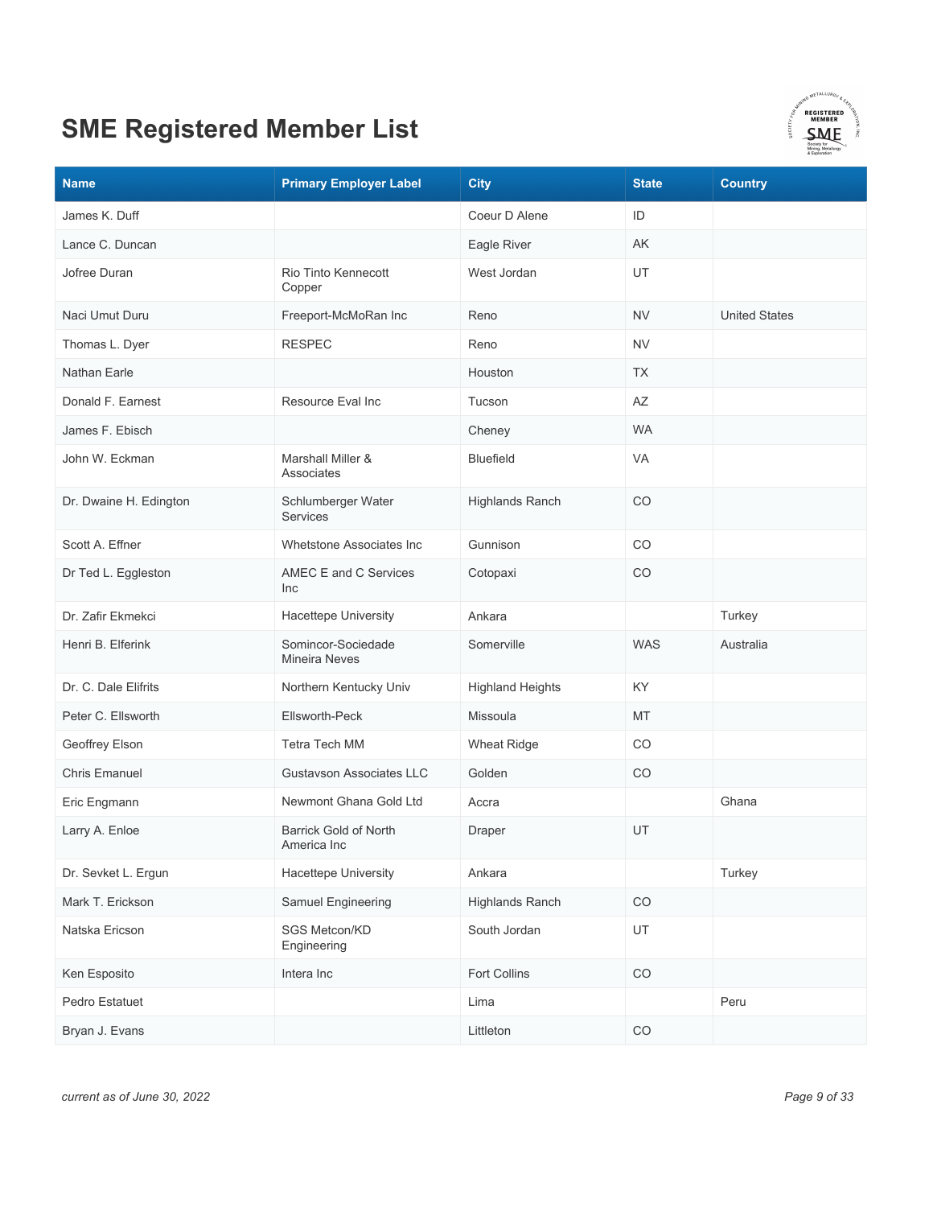# SME Registered Member List

| Name | Primary Employer Label | City | State | Country |
|---|---|---|---|---|
| James K. Duff | | Coeur D Alene | ID | |
| Lance C. Duncan | | Eagle River | AK | |
| Jofree Duran | Rio Tinto Kennecott Copper | West Jordan | UT | |
| Naci Umut Duru | Freeport-McMoRan Inc | Reno | NV | United States |
| Thomas L. Dyer | RESPEC | Reno | NV | |
| Nathan Earle | | Houston | TX | |
| Donald F. Earnest | Resource Eval Inc | Tucson | AZ | |
| James F. Ebisch | | Cheney | WA | |
| John W. Eckman | Marshall Miller & Associates | Bluefield | VA | |
| Dr. Dwaine H. Edington | Schlumberger Water Services | Highlands Ranch | CO | |
| Scott A. Effner | Whetstone Associates Inc | Gunnison | CO | |
| Dr Ted L. Eggleston | AMEC E and C Services Inc | Cotopaxi | CO | |
| Dr. Zafir Ekmekci | Hacettepe University | Ankara | | Turkey |
| Henri B. Elferink | Somincor-Sociedade Mineira Neves | Somerville | WAS | Australia |
| Dr. C. Dale Elifrits | Northern Kentucky Univ | Highland Heights | KY | |
| Peter C. Ellsworth | Ellsworth-Peck | Missoula | MT | |
| Geoffrey Elson | Tetra Tech MM | Wheat Ridge | CO | |
| Chris Emanuel | Gustavson Associates LLC | Golden | CO | |
| Eric Engmann | Newmont Ghana Gold Ltd | Accra | | Ghana |
| Larry A. Enloe | Barrick Gold of North America Inc | Draper | UT | |
| Dr. Sevket L. Ergun | Hacettepe University | Ankara | | Turkey |
| Mark T. Erickson | Samuel Engineering | Highlands Ranch | CO | |
| Natska Ericson | SGS Metcon/KD Engineering | South Jordan | UT | |
| Ken Esposito | Intera Inc | Fort Collins | CO | |
| Pedro Estatuet | | Lima | | Peru |
| Bryan J. Evans | | Littleton | CO | |

*current as of June 30, 2022*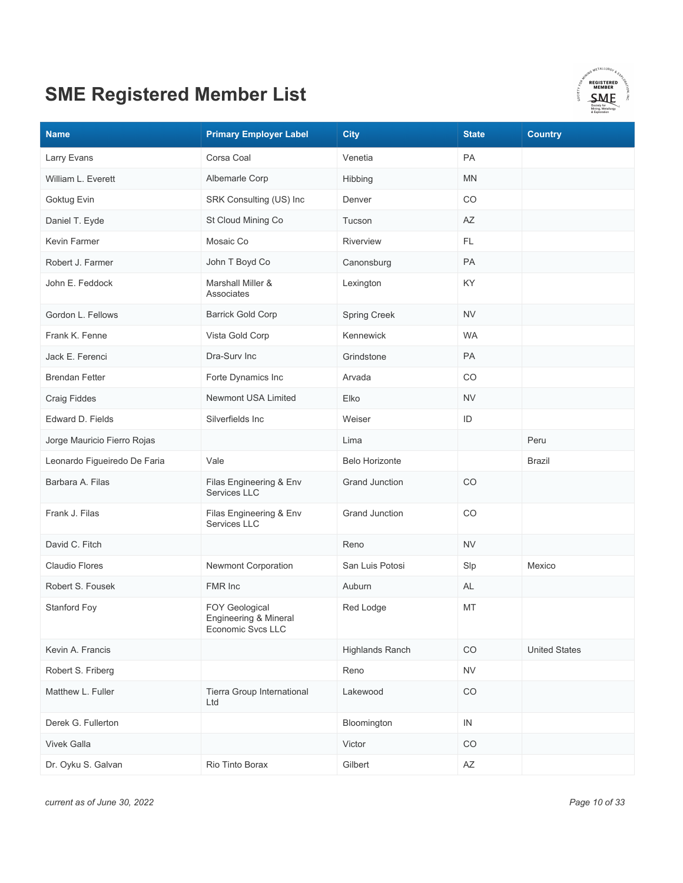# SME Registered Member List

| Name | Primary Employer Label | City | State | Country |
|---|---|---|---|---|
| Larry Evans | Corsa Coal | Venetia | PA | |
| William L. Everett | Albemarle Corp | Hibbing | MN | |
| Goktug Evin | SRK Consulting (US) Inc | Denver | CO | |
| Daniel T. Eyde | St Cloud Mining Co | Tucson | AZ | |
| Kevin Farmer | Mosaic Co | Riverview | FL | |
| Robert J. Farmer | John T Boyd Co | Canonsburg | PA | |
| John E. Feddock | Marshall Miller & Associates | Lexington | KY | |
| Gordon L. Fellows | Barrick Gold Corp | Spring Creek | NV | |
| Frank K. Fenne | Vista Gold Corp | Kennewick | WA | |
| Jack E. Ferenci | Dra-Surv Inc | Grindstone | PA | |
| Brendan Fetter | Forte Dynamics Inc | Arvada | CO | |
| Craig Fiddes | Newmont USA Limited | Elko | NV | |
| Edward D. Fields | Silverfields Inc | Weiser | ID | |
| Jorge Mauricio Fierro Rojas | | Lima | | Peru |
| Leonardo Figueiredo De Faria | Vale | Belo Horizonte | | Brazil |
| Barbara A. Filas | Filas Engineering & Env Services LLC | Grand Junction | CO | |
| Frank J. Filas | Filas Engineering & Env Services LLC | Grand Junction | CO | |
| David C. Fitch | | Reno | NV | |
| Claudio Flores | Newmont Corporation | San Luis Potosi | Slp | Mexico |
| Robert S. Fousek | FMR Inc | Auburn | AL | |
| Stanford Foy | FOY Geological Engineering & Mineral Economic Svcs LLC | Red Lodge | MT | |
| Kevin A. Francis | | Highlands Ranch | CO | United States |
| Robert S. Friberg | | Reno | NV | |
| Matthew L. Fuller | Tierra Group International Ltd | Lakewood | CO | |
| Derek G. Fullerton | | Bloomington | IN | |
| Vivek Galla | | Victor | CO | |
| Dr. Oyku S. Galvan | Rio Tinto Borax | Gilbert | AZ | |

*current as of June 30, 2022*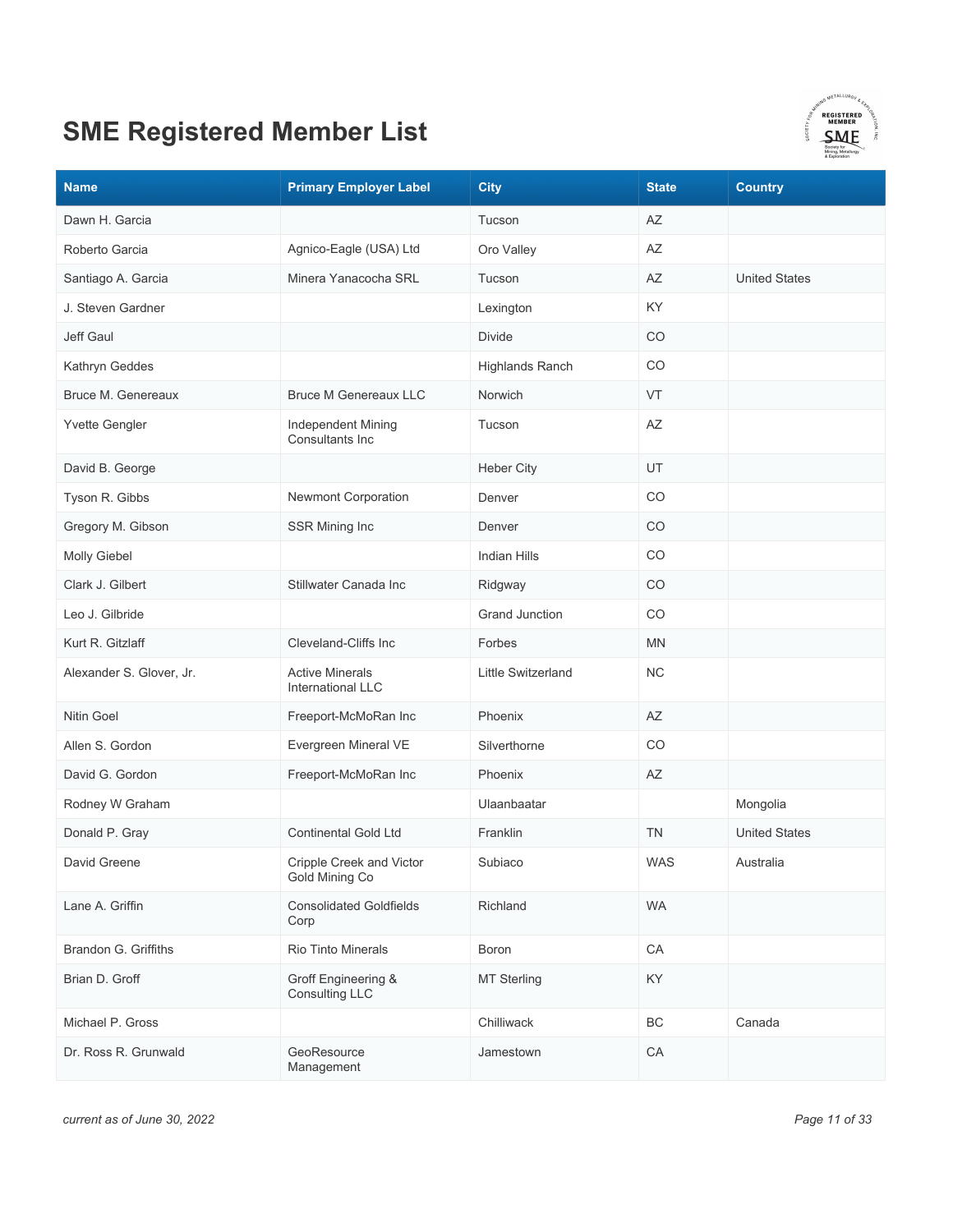# SME Registered Member List

| Name | Primary Employer Label | City | State | Country |
|---|---|---|---|---|
| Dawn H. Garcia | | Tucson | AZ | |
| Roberto Garcia | Agnico-Eagle (USA) Ltd | Oro Valley | AZ | |
| Santiago A. Garcia | Minera Yanacocha SRL | Tucson | AZ | United States |
| J. Steven Gardner | | Lexington | KY | |
| Jeff Gaul | | Divide | CO | |
| Kathryn Geddes | | Highlands Ranch | CO | |
| Bruce M. Genereaux | Bruce M Genereaux LLC | Norwich | VT | |
| Yvette Gengler | Independent Mining Consultants Inc | Tucson | AZ | |
| David B. George | | Heber City | UT | |
| Tyson R. Gibbs | Newmont Corporation | Denver | CO | |
| Gregory M. Gibson | SSR Mining Inc | Denver | CO | |
| Molly Giebel | | Indian Hills | CO | |
| Clark J. Gilbert | Stillwater Canada Inc | Ridgway | CO | |
| Leo J. Gilbride | | Grand Junction | CO | |
| Kurt R. Gitzlaff | Cleveland-Cliffs Inc | Forbes | MN | |
| Alexander S. Glover, Jr. | Active Minerals International LLC | Little Switzerland | NC | |
| Nitin Goel | Freeport-McMoRan Inc | Phoenix | AZ | |
| Allen S. Gordon | Evergreen Mineral VE | Silverthorne | CO | |
| David G. Gordon | Freeport-McMoRan Inc | Phoenix | AZ | |
| Rodney W Graham | | Ulaanbaatar | | Mongolia |
| Donald P. Gray | Continental Gold Ltd | Franklin | TN | United States |
| David Greene | Cripple Creek and Victor Gold Mining Co | Subiaco | WAS | Australia |
| Lane A. Griffin | Consolidated Goldfields Corp | Richland | WA | |
| Brandon G. Griffiths | Rio Tinto Minerals | Boron | CA | |
| Brian D. Groff | Groff Engineering & Consulting LLC | MT Sterling | KY | |
| Michael P. Gross | | Chilliwack | BC | Canada |
| Dr. Ross R. Grunwald | GeoResource Management | Jamestown | CA | |

*current as of June 30, 2022*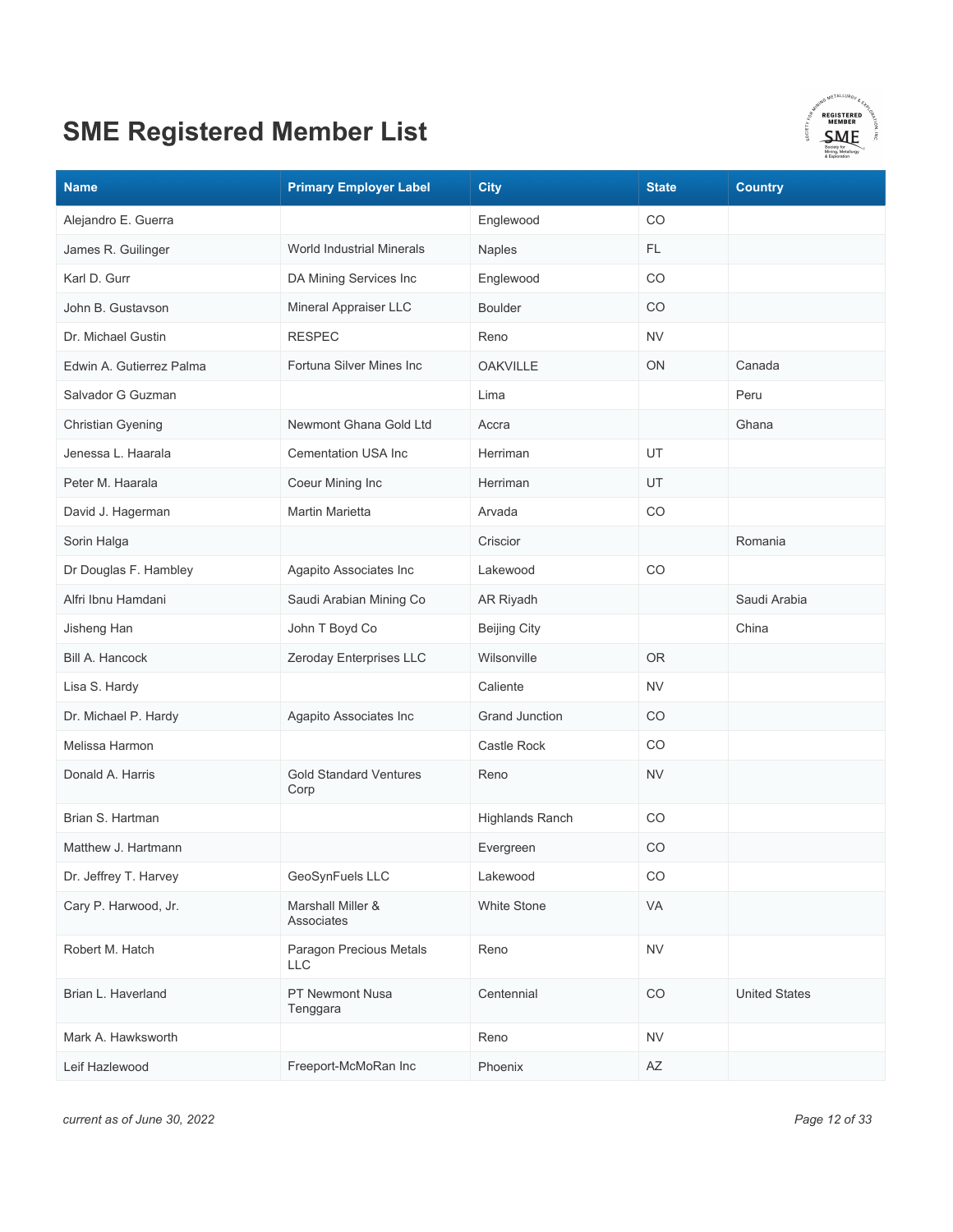# SME Registered Member List

| Name | Primary Employer Label | City | State | Country |
|---|---|---|---|---|
| Alejandro E. Guerra | | Englewood | CO | |
| James R. Guilinger | World Industrial Minerals | Naples | FL | |
| Karl D. Gurr | DA Mining Services Inc | Englewood | CO | |
| John B. Gustavson | Mineral Appraiser LLC | Boulder | CO | |
| Dr. Michael Gustin | RESPEC | Reno | NV | |
| Edwin A. Gutierrez Palma | Fortuna Silver Mines Inc | OAKVILLE | ON | Canada |
| Salvador G Guzman | | Lima | | Peru |
| Christian Gyening | Newmont Ghana Gold Ltd | Accra | | Ghana |
| Jenessa L. Haarala | Cementation USA Inc | Herriman | UT | |
| Peter M. Haarala | Coeur Mining Inc | Herriman | UT | |
| David J. Hagerman | Martin Marietta | Arvada | CO | |
| Sorin Halga | | Criscior | | Romania |
| Dr Douglas F. Hambley | Agapito Associates Inc | Lakewood | CO | |
| Alfri Ibnu Hamdani | Saudi Arabian Mining Co | AR Riyadh | | Saudi Arabia |
| Jisheng Han | John T Boyd Co | Beijing City | | China |
| Bill A. Hancock | Zeroday Enterprises LLC | Wilsonville | OR | |
| Lisa S. Hardy | | Caliente | NV | |
| Dr. Michael P. Hardy | Agapito Associates Inc | Grand Junction | CO | |
| Melissa Harmon | | Castle Rock | CO | |
| Donald A. Harris | Gold Standard Ventures Corp | Reno | NV | |
| Brian S. Hartman | | Highlands Ranch | CO | |
| Matthew J. Hartmann | | Evergreen | CO | |
| Dr. Jeffrey T. Harvey | GeoSynFuels LLC | Lakewood | CO | |
| Cary P. Harwood, Jr. | Marshall Miller & Associates | White Stone | VA | |
| Robert M. Hatch | Paragon Precious Metals LLC | Reno | NV | |
| Brian L. Haverland | PT Newmont Nusa Tenggara | Centennial | CO | United States |
| Mark A. Hawksworth | | Reno | NV | |
| Leif Hazlewood | Freeport-McMoRan Inc | Phoenix | AZ | |

*current as of June 30, 2022*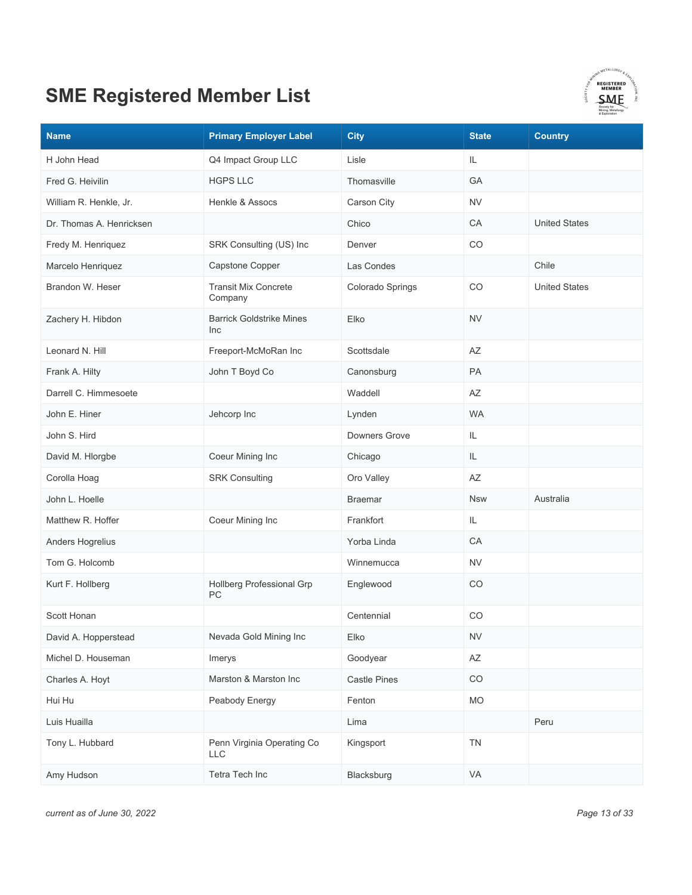# SME Registered Member List

| Name | Primary Employer Label | City | State | Country |
|---|---|---|---|---|
| H John Head | Q4 Impact Group LLC | Lisle | IL | |
| Fred G. Heivilin | HGPS LLC | Thomasville | GA | |
| William R. Henkle, Jr. | Henkle & Assocs | Carson City | NV | |
| Dr. Thomas A. Henricksen | | Chico | CA | United States |
| Fredy M. Henriquez | SRK Consulting (US) Inc | Denver | CO | |
| Marcelo Henriquez | Capstone Copper | Las Condes | | Chile |
| Brandon W. Heser | Transit Mix Concrete Company | Colorado Springs | CO | United States |
| Zachery H. Hibdon | Barrick Goldstrike Mines Inc | Elko | NV | |
| Leonard N. Hill | Freeport-McMoRan Inc | Scottsdale | AZ | |
| Frank A. Hilty | John T Boyd Co | Canonsburg | PA | |
| Darrell C. Himmesoete | | Waddell | AZ | |
| John E. Hiner | Jehcorp Inc | Lynden | WA | |
| John S. Hird | | Downers Grove | IL | |
| David M. Hlorgbe | Coeur Mining Inc | Chicago | IL | |
| Corolla Hoag | SRK Consulting | Oro Valley | AZ | |
| John L. Hoelle | | Braemar | Nsw | Australia |
| Matthew R. Hoffer | Coeur Mining Inc | Frankfort | IL | |
| Anders Hogrelius | | Yorba Linda | CA | |
| Tom G. Holcomb | | Winnemucca | NV | |
| Kurt F. Hollberg | Hollberg Professional Grp PC | Englewood | CO | |
| Scott Honan | | Centennial | CO | |
| David A. Hopperstead | Nevada Gold Mining Inc | Elko | NV | |
| Michel D. Houseman | Imerys | Goodyear | AZ | |
| Charles A. Hoyt | Marston & Marston Inc | Castle Pines | CO | |
| Hui Hu | Peabody Energy | Fenton | MO | |
| Luis Huailla | | Lima | | Peru |
| Tony L. Hubbard | Penn Virginia Operating Co LLC | Kingsport | TN | |
| Amy Hudson | Tetra Tech Inc | Blacksburg | VA | |

*current as of June 30, 2022*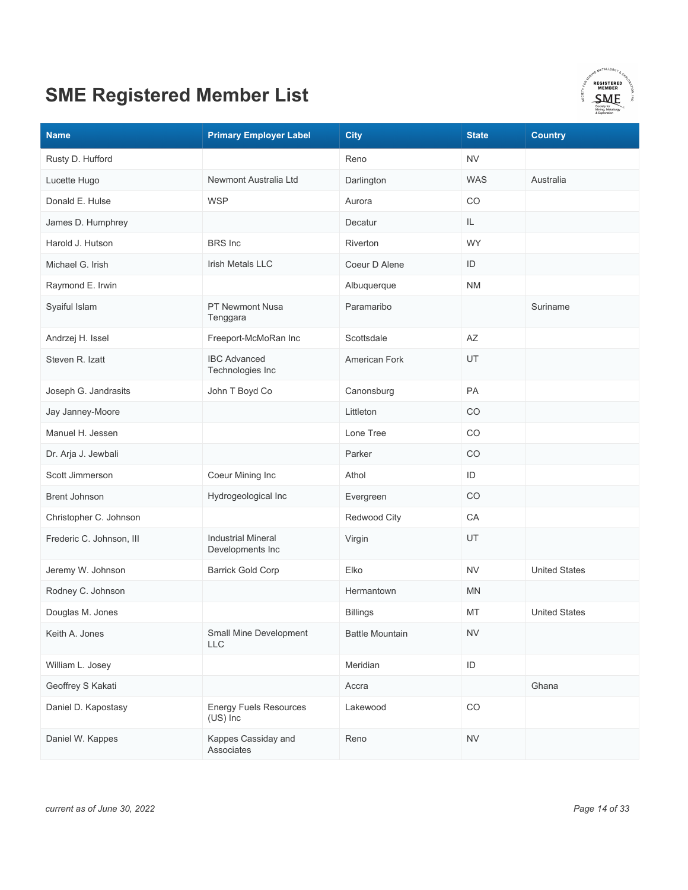# SME Registered Member List

| Name | Primary Employer Label | City | State | Country |
| --- | --- | --- | --- | --- |
| Rusty D. Hufford | | Reno | NV | |
| Lucette Hugo | Newmont Australia Ltd | Darlington | WAS | Australia |
| Donald E. Hulse | WSP | Aurora | CO | |
| James D. Humphrey | | Decatur | IL | |
| Harold J. Hutson | BRS Inc | Riverton | WY | |
| Michael G. Irish | Irish Metals LLC | Coeur D Alene | ID | |
| Raymond E. Irwin | | Albuquerque | NM | |
| Syaiful Islam | PT Newmont Nusa Tenggara | Paramaribo | | Suriname |
| Andrzej H. Issel | Freeport-McMoRan Inc | Scottsdale | AZ | |
| Steven R. Izatt | IBC Advanced Technologies Inc | American Fork | UT | |
| Joseph G. Jandrasits | John T Boyd Co | Canonsburg | PA | |
| Jay Janney-Moore | | Littleton | CO | |
| Manuel H. Jessen | | Lone Tree | CO | |
| Dr. Arja J. Jewbali | | Parker | CO | |
| Scott Jimmerson | Coeur Mining Inc | Athol | ID | |
| Brent Johnson | Hydrogeological Inc | Evergreen | CO | |
| Christopher C. Johnson | | Redwood City | CA | |
| Frederic C. Johnson, III | Industrial Mineral Developments Inc | Virgin | UT | |
| Jeremy W. Johnson | Barrick Gold Corp | Elko | NV | United States |
| Rodney C. Johnson | | Hermantown | MN | |
| Douglas M. Jones | | Billings | MT | United States |
| Keith A. Jones | Small Mine Development LLC | Battle Mountain | NV | |
| William L. Josey | | Meridian | ID | |
| Geoffrey S Kakati | | Accra | | Ghana |
| Daniel D. Kapostasy | Energy Fuels Resources (US) Inc | Lakewood | CO | |
| Daniel W. Kappes | Kappes Cassiday and Associates | Reno | NV | |

*current as of June 30, 2022*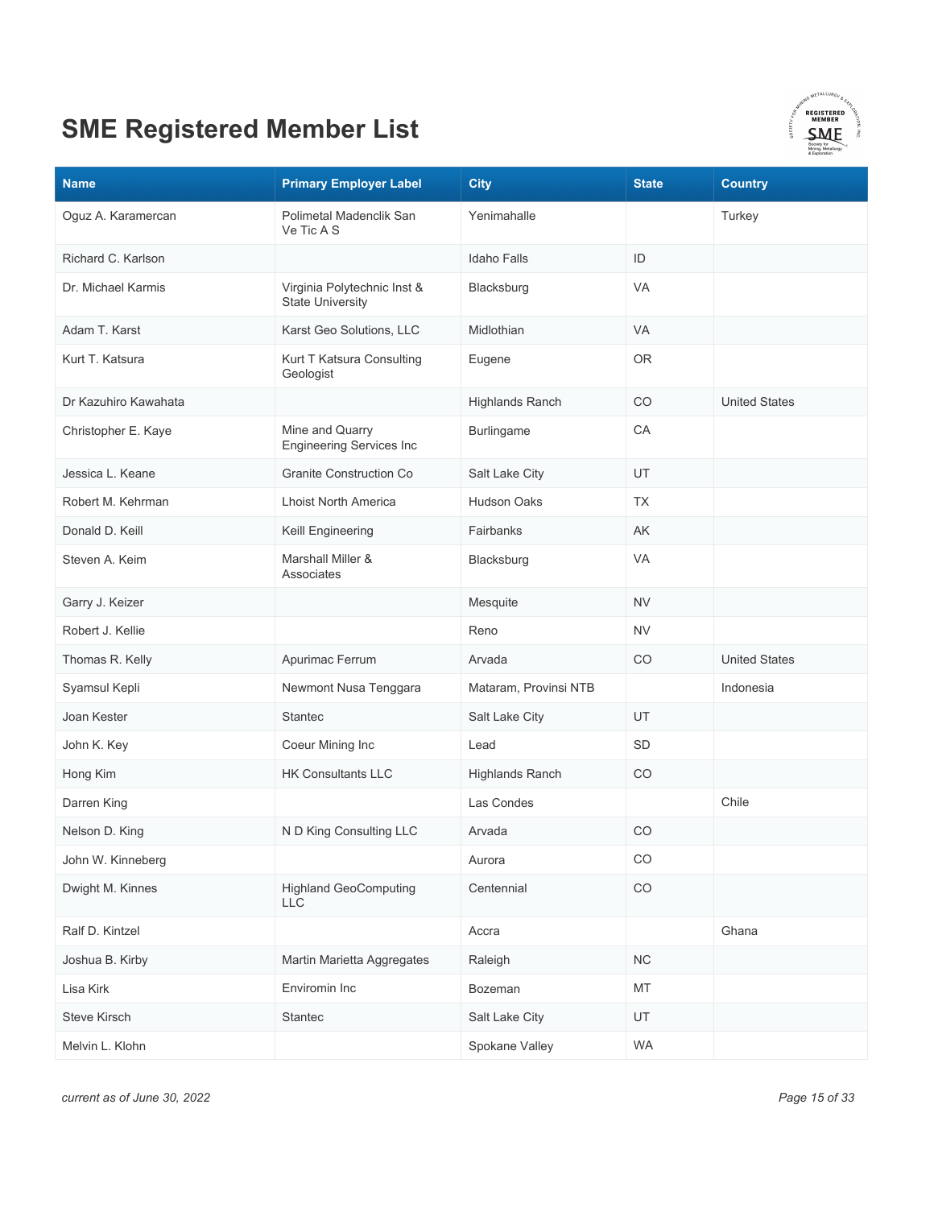# SME Registered Member List

| Name | Primary Employer Label | City | State | Country |
| --- | --- | --- | --- | --- |
| Oguz A. Karamercan | Polimetal Madenclik San Ve Tic A S | Yenimahalle | | Turkey |
| Richard C. Karlson | | Idaho Falls | ID | |
| Dr. Michael Karmis | Virginia Polytechnic Inst & State University | Blacksburg | VA | |
| Adam T. Karst | Karst Geo Solutions, LLC | Midlothian | VA | |
| Kurt T. Katsura | Kurt T Katsura Consulting Geologist | Eugene | OR | |
| Dr Kazuhiro Kawahata | | Highlands Ranch | CO | United States |
| Christopher E. Kaye | Mine and Quarry Engineering Services Inc | Burlingame | CA | |
| Jessica L. Keane | Granite Construction Co | Salt Lake City | UT | |
| Robert M. Kehrman | Lhoist North America | Hudson Oaks | TX | |
| Donald D. Keill | Keill Engineering | Fairbanks | AK | |
| Steven A. Keim | Marshall Miller & Associates | Blacksburg | VA | |
| Garry J. Keizer | | Mesquite | NV | |
| Robert J. Kellie | | Reno | NV | |
| Thomas R. Kelly | Apurimac Ferrum | Arvada | CO | United States |
| Syamsul Kepli | Newmont Nusa Tenggara | Mataram, Provinsi NTB | | Indonesia |
| Joan Kester | Stantec | Salt Lake City | UT | |
| John K. Key | Coeur Mining Inc | Lead | SD | |
| Hong Kim | HK Consultants LLC | Highlands Ranch | CO | |
| Darren King | | Las Condes | | Chile |
| Nelson D. King | N D King Consulting LLC | Arvada | CO | |
| John W. Kinneberg | | Aurora | CO | |
| Dwight M. Kinnes | Highland GeoComputing LLC | Centennial | CO | |
| Ralf D. Kintzel | | Accra | | Ghana |
| Joshua B. Kirby | Martin Marietta Aggregates | Raleigh | NC | |
| Lisa Kirk | Enviromin Inc | Bozeman | MT | |
| Steve Kirsch | Stantec | Salt Lake City | UT | |
| Melvin L. Klohn | | Spokane Valley | WA | |

*current as of June 30, 2022*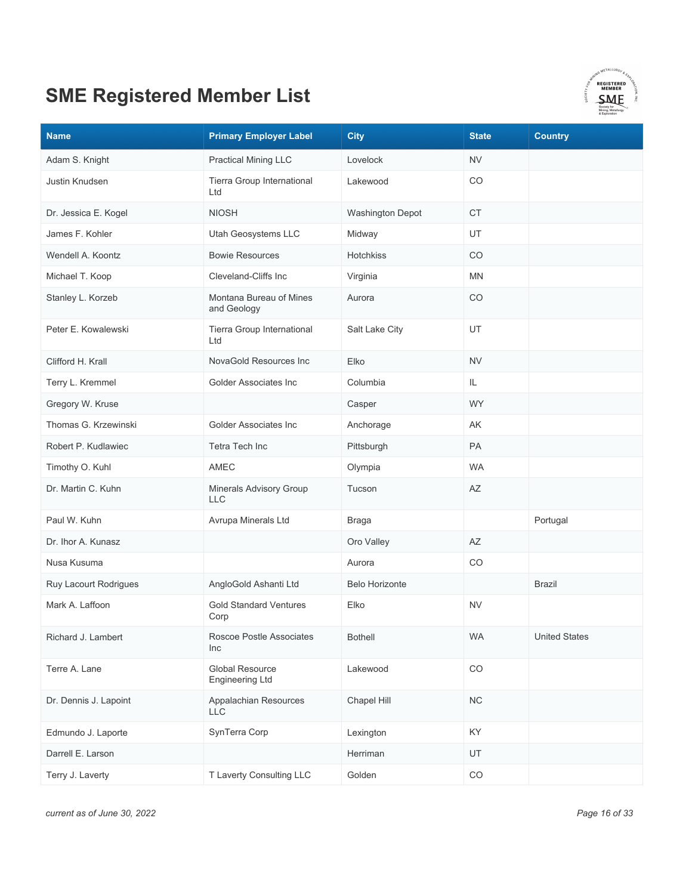# SME Registered Member List

| Name | Primary Employer Label | City | State | Country |
|---|---|---|---|---|
| Adam S. Knight | Practical Mining LLC | Lovelock | NV | |
| Justin Knudsen | Tierra Group International Ltd | Lakewood | CO | |
| Dr. Jessica E. Kogel | NIOSH | Washington Depot | CT | |
| James F. Kohler | Utah Geosystems LLC | Midway | UT | |
| Wendell A. Koontz | Bowie Resources | Hotchkiss | CO | |
| Michael T. Koop | Cleveland-Cliffs Inc | Virginia | MN | |
| Stanley L. Korzeb | Montana Bureau of Mines and Geology | Aurora | CO | |
| Peter E. Kowalewski | Tierra Group International Ltd | Salt Lake City | UT | |
| Clifford H. Krall | NovaGold Resources Inc | Elko | NV | |
| Terry L. Kremmel | Golder Associates Inc | Columbia | IL | |
| Gregory W. Kruse | | Casper | WY | |
| Thomas G. Krzewinski | Golder Associates Inc | Anchorage | AK | |
| Robert P. Kudlawiec | Tetra Tech Inc | Pittsburgh | PA | |
| Timothy O. Kuhl | AMEC | Olympia | WA | |
| Dr. Martin C. Kuhn | Minerals Advisory Group LLC | Tucson | AZ | |
| Paul W. Kuhn | Avrupa Minerals Ltd | Braga | | Portugal |
| Dr. Ihor A. Kunasz | | Oro Valley | AZ | |
| Nusa Kusuma | | Aurora | CO | |
| Ruy Lacourt Rodrigues | AngloGold Ashanti Ltd | Belo Horizonte | | Brazil |
| Mark A. Laffoon | Gold Standard Ventures Corp | Elko | NV | |
| Richard J. Lambert | Roscoe Postle Associates Inc | Bothell | WA | United States |
| Terre A. Lane | Global Resource Engineering Ltd | Lakewood | CO | |
| Dr. Dennis J. Lapoint | Appalachian Resources LLC | Chapel Hill | NC | |
| Edmundo J. Laporte | SynTerra Corp | Lexington | KY | |
| Darrell E. Larson | | Herriman | UT | |
| Terry J. Laverty | T Laverty Consulting LLC | Golden | CO | |

*current as of June 30, 2022*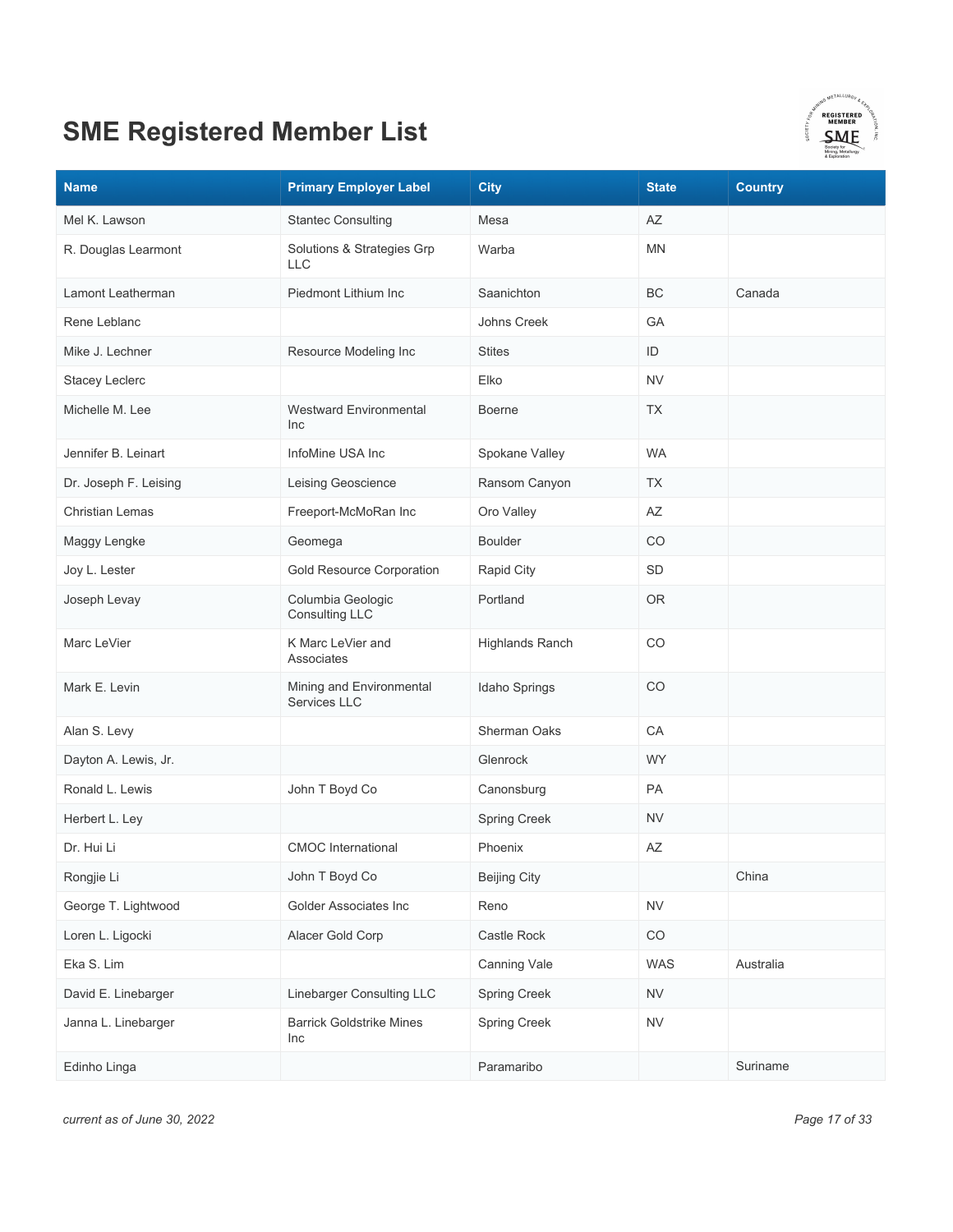# SME Registered Member List

| Name | Primary Employer Label | City | State | Country |
|---|---|---|---|---|
| Mel K. Lawson | Stantec Consulting | Mesa | AZ | |
| R. Douglas Learmont | Solutions & Strategies Grp LLC | Warba | MN | |
| Lamont Leatherman | Piedmont Lithium Inc | Saanichton | BC | Canada |
| Rene Leblanc | | Johns Creek | GA | |
| Mike J. Lechner | Resource Modeling Inc | Stites | ID | |
| Stacey Leclerc | | Elko | NV | |
| Michelle M. Lee | Westward Environmental Inc | Boerne | TX | |
| Jennifer B. Leinart | InfoMine USA Inc | Spokane Valley | WA | |
| Dr. Joseph F. Leising | Leising Geoscience | Ransom Canyon | TX | |
| Christian Lemas | Freeport-McMoRan Inc | Oro Valley | AZ | |
| Maggy Lengke | Geomega | Boulder | CO | |
| Joy L. Lester | Gold Resource Corporation | Rapid City | SD | |
| Joseph Levay | Columbia Geologic Consulting LLC | Portland | OR | |
| Marc LeVier | K Marc LeVier and Associates | Highlands Ranch | CO | |
| Mark E. Levin | Mining and Environmental Services LLC | Idaho Springs | CO | |
| Alan S. Levy | | Sherman Oaks | CA | |
| Dayton A. Lewis, Jr. | | Glenrock | WY | |
| Ronald L. Lewis | John T Boyd Co | Canonsburg | PA | |
| Herbert L. Ley | | Spring Creek | NV | |
| Dr. Hui Li | CMOC International | Phoenix | AZ | |
| Rongjie Li | John T Boyd Co | Beijing City | | China |
| George T. Lightwood | Golder Associates Inc | Reno | NV | |
| Loren L. Ligocki | Alacer Gold Corp | Castle Rock | CO | |
| Eka S. Lim | | Canning Vale | WAS | Australia |
| David E. Linebarger | Linebarger Consulting LLC | Spring Creek | NV | |
| Janna L. Linebarger | Barrick Goldstrike Mines Inc | Spring Creek | NV | |
| Edinho Linga | | Paramaribo | | Suriname |

*current as of June 30, 2022*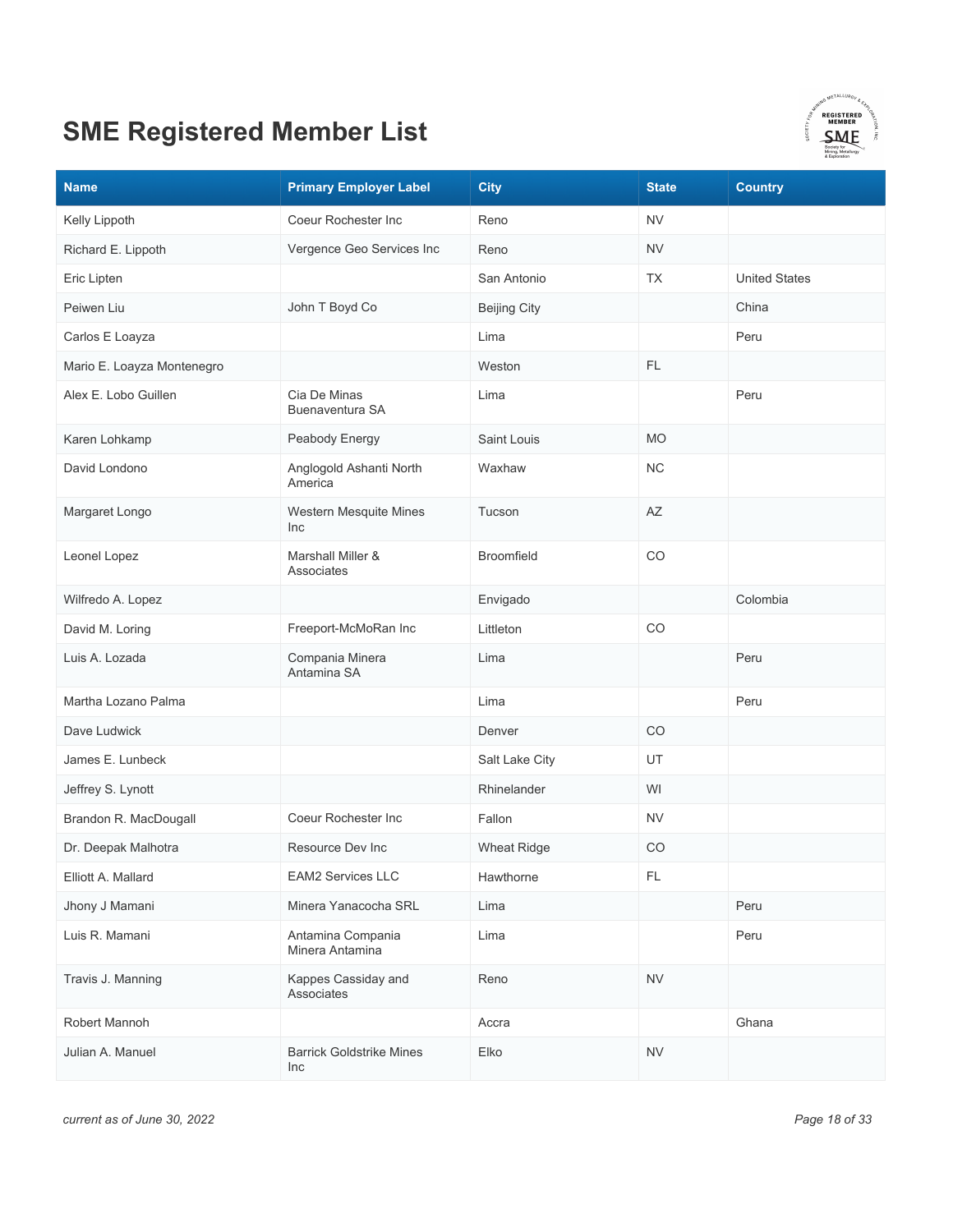# SME Registered Member List

| Name | Primary Employer Label | City | State | Country |
|---|---|---|---|---|
| Kelly Lippoth | Coeur Rochester Inc | Reno | NV | |
| Richard E. Lippoth | Vergence Geo Services Inc | Reno | NV | |
| Eric Lipten | | San Antonio | TX | United States |
| Peiwen Liu | John T Boyd Co | Beijing City | | China |
| Carlos E Loayza | | Lima | | Peru |
| Mario E. Loayza Montenegro | | Weston | FL | |
| Alex E. Lobo Guillen | Cia De Minas Buenaventura SA | Lima | | Peru |
| Karen Lohkamp | Peabody Energy | Saint Louis | MO | |
| David Londono | Anglogold Ashanti North America | Waxhaw | NC | |
| Margaret Longo | Western Mesquite Mines Inc | Tucson | AZ | |
| Leonel Lopez | Marshall Miller & Associates | Broomfield | CO | |
| Wilfredo A. Lopez | | Envigado | | Colombia |
| David M. Loring | Freeport-McMoRan Inc | Littleton | CO | |
| Luis A. Lozada | Compania Minera Antamina SA | Lima | | Peru |
| Martha Lozano Palma | | Lima | | Peru |
| Dave Ludwick | | Denver | CO | |
| James E. Lunbeck | | Salt Lake City | UT | |
| Jeffrey S. Lynott | | Rhinelander | WI | |
| Brandon R. MacDougall | Coeur Rochester Inc | Fallon | NV | |
| Dr. Deepak Malhotra | Resource Dev Inc | Wheat Ridge | CO | |
| Elliott A. Mallard | EAM2 Services LLC | Hawthorne | FL | |
| Jhony J Mamani | Minera Yanacocha SRL | Lima | | Peru |
| Luis R. Mamani | Antamina Compania Minera Antamina | Lima | | Peru |
| Travis J. Manning | Kappes Cassiday and Associates | Reno | NV | |
| Robert Mannoh | | Accra | | Ghana |
| Julian A. Manuel | Barrick Goldstrike Mines Inc | Elko | NV | |

*current as of June 30, 2022*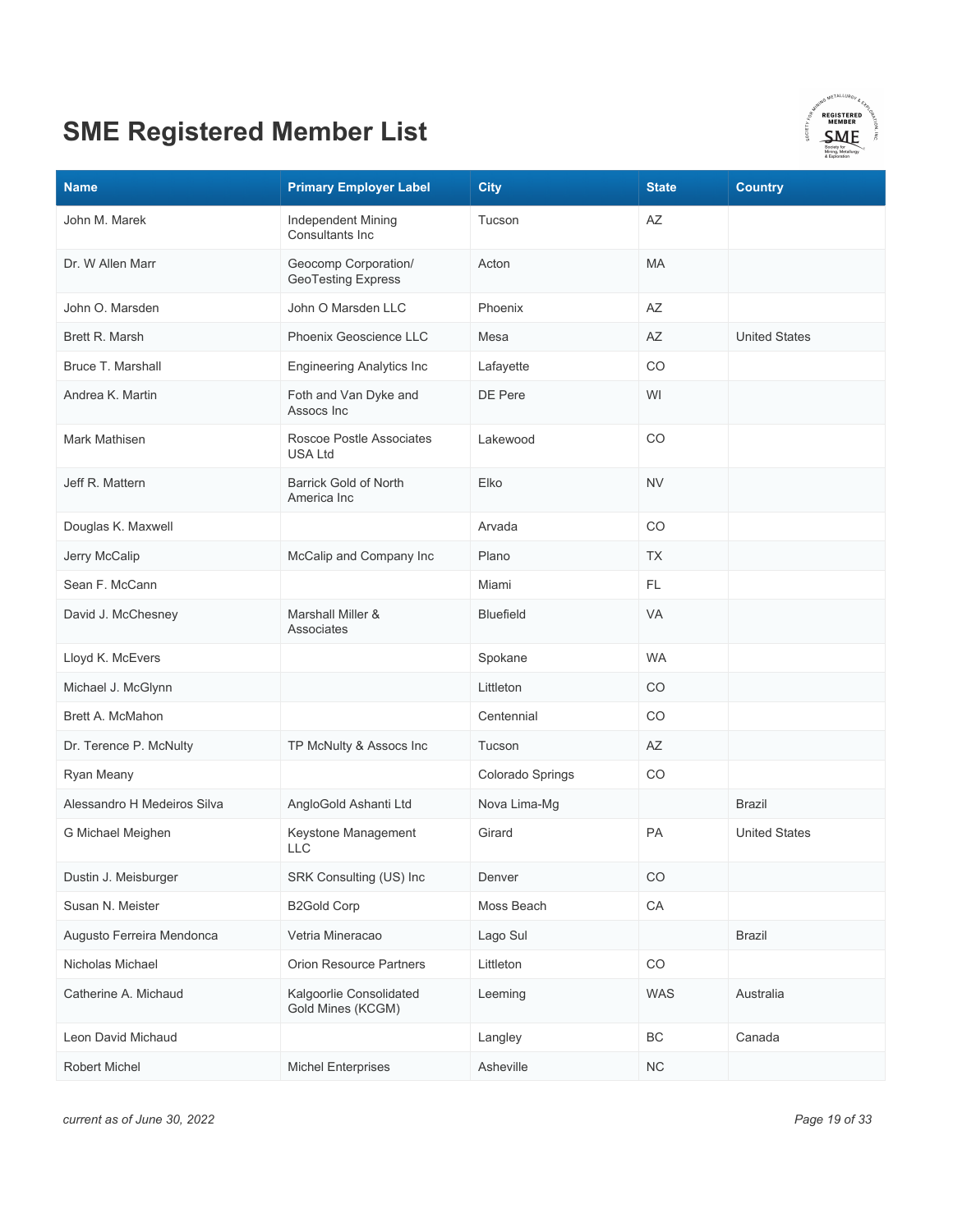# SME Registered Member List

| Name | Primary Employer Label | City | State | Country |
|---|---|---|---|---|
| John M. Marek | Independent Mining Consultants Inc | Tucson | AZ | |
| Dr. W Allen Marr | Geocomp Corporation/ GeoTesting Express | Acton | MA | |
| John O. Marsden | John O Marsden LLC | Phoenix | AZ | |
| Brett R. Marsh | Phoenix Geoscience LLC | Mesa | AZ | United States |
| Bruce T. Marshall | Engineering Analytics Inc | Lafayette | CO | |
| Andrea K. Martin | Foth and Van Dyke and Assocs Inc | DE Pere | WI | |
| Mark Mathisen | Roscoe Postle Associates USA Ltd | Lakewood | CO | |
| Jeff R. Mattern | Barrick Gold of North America Inc | Elko | NV | |
| Douglas K. Maxwell | | Arvada | CO | |
| Jerry McCalip | McCalip and Company Inc | Plano | TX | |
| Sean F. McCann | | Miami | FL | |
| David J. McChesney | Marshall Miller & Associates | Bluefield | VA | |
| Lloyd K. McEvers | | Spokane | WA | |
| Michael J. McGlynn | | Littleton | CO | |
| Brett A. McMahon | | Centennial | CO | |
| Dr. Terence P. McNulty | TP McNulty & Assocs Inc | Tucson | AZ | |
| Ryan Meany | | Colorado Springs | CO | |
| Alessandro H Medeiros Silva | AngloGold Ashanti Ltd | Nova Lima-Mg | | Brazil |
| G Michael Meighen | Keystone Management LLC | Girard | PA | United States |
| Dustin J. Meisburger | SRK Consulting (US) Inc | Denver | CO | |
| Susan N. Meister | B2Gold Corp | Moss Beach | CA | |
| Augusto Ferreira Mendonca | Vetria Mineracao | Lago Sul | | Brazil |
| Nicholas Michael | Orion Resource Partners | Littleton | CO | |
| Catherine A. Michaud | Kalgoorlie Consolidated Gold Mines (KCGM) | Leeming | WAS | Australia |
| Leon David Michaud | | Langley | BC | Canada |
| Robert Michel | Michel Enterprises | Asheville | NC | |

*current as of June 30, 2022*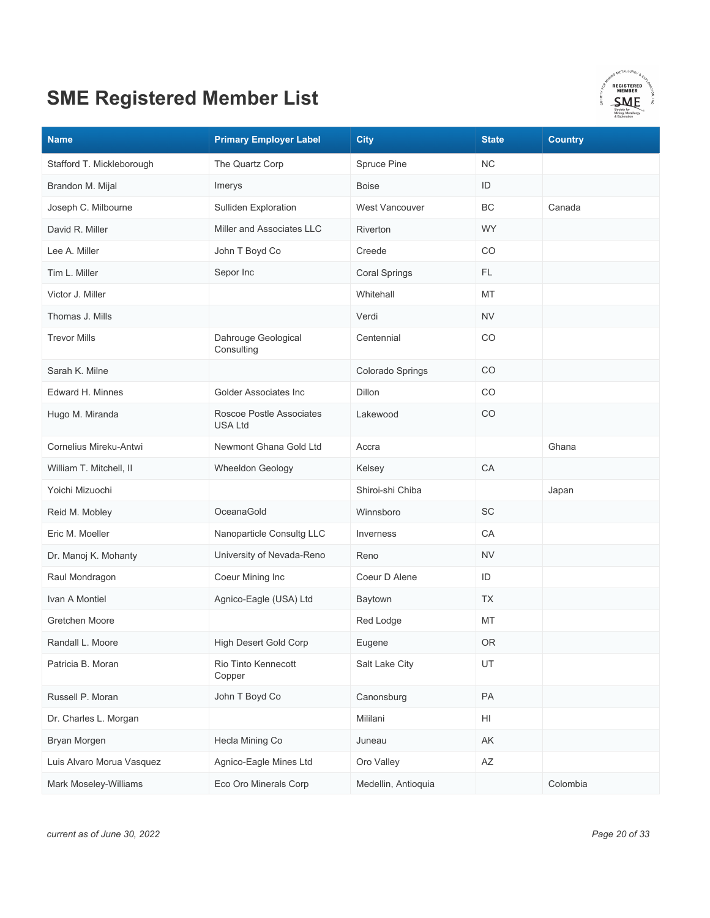# SME Registered Member List

| Name | Primary Employer Label | City | State | Country |
|---|---|---|---|---|
| Stafford T. Mickleborough | The Quartz Corp | Spruce Pine | NC | |
| Brandon M. Mijal | Imerys | Boise | ID | |
| Joseph C. Milbourne | Sulliden Exploration | West Vancouver | BC | Canada |
| David R. Miller | Miller and Associates LLC | Riverton | WY | |
| Lee A. Miller | John T Boyd Co | Creede | CO | |
| Tim L. Miller | Sepor Inc | Coral Springs | FL | |
| Victor J. Miller | | Whitehall | MT | |
| Thomas J. Mills | | Verdi | NV | |
| Trevor Mills | Dahrouge Geological Consulting | Centennial | CO | |
| Sarah K. Milne | | Colorado Springs | CO | |
| Edward H. Minnes | Golder Associates Inc | Dillon | CO | |
| Hugo M. Miranda | Roscoe Postle Associates USA Ltd | Lakewood | CO | |
| Cornelius Mireku-Antwi | Newmont Ghana Gold Ltd | Accra | | Ghana |
| William T. Mitchell, II | Wheeldon Geology | Kelsey | CA | |
| Yoichi Mizuochi | | Shiroi-shi Chiba | | Japan |
| Reid M. Mobley | OceanaGold | Winnsboro | SC | |
| Eric M. Moeller | Nanoparticle Consultg LLC | Inverness | CA | |
| Dr. Manoj K. Mohanty | University of Nevada-Reno | Reno | NV | |
| Raul Mondragon | Coeur Mining Inc | Coeur D Alene | ID | |
| Ivan A Montiel | Agnico-Eagle (USA) Ltd | Baytown | TX | |
| Gretchen Moore | | Red Lodge | MT | |
| Randall L. Moore | High Desert Gold Corp | Eugene | OR | |
| Patricia B. Moran | Rio Tinto Kennecott Copper | Salt Lake City | UT | |
| Russell P. Moran | John T Boyd Co | Canonsburg | PA | |
| Dr. Charles L. Morgan | | Mililani | HI | |
| Bryan Morgen | Hecla Mining Co | Juneau | AK | |
| Luis Alvaro Morua Vasquez | Agnico-Eagle Mines Ltd | Oro Valley | AZ | |
| Mark Moseley-Williams | Eco Oro Minerals Corp | Medellin, Antioquia | | Colombia |

*current as of June 30, 2022*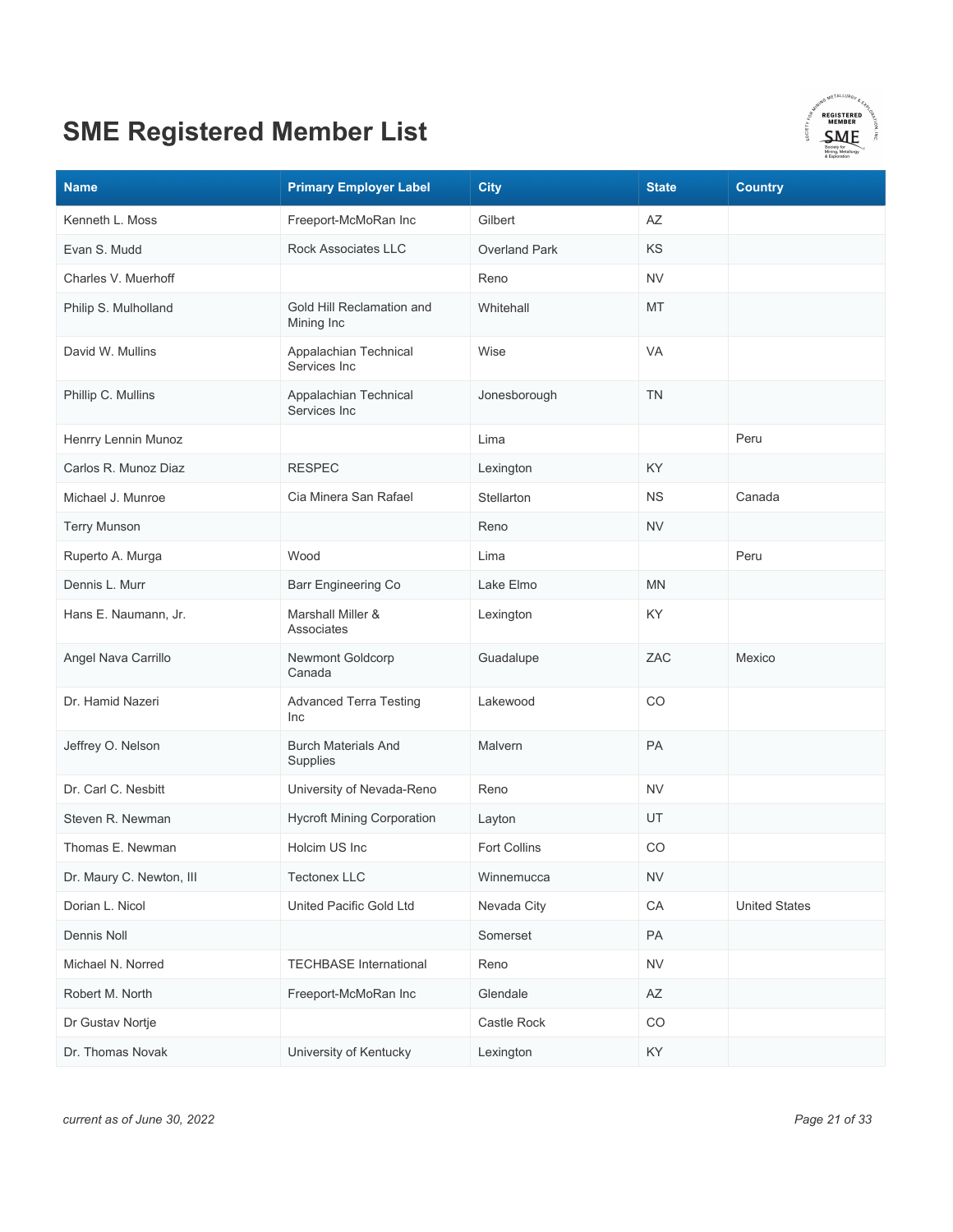# SME Registered Member List

| Name | Primary Employer Label | City | State | Country |
|---|---|---|---|---|
| Kenneth L. Moss | Freeport-McMoRan Inc | Gilbert | AZ | |
| Evan S. Mudd | Rock Associates LLC | Overland Park | KS | |
| Charles V. Muerhoff | | Reno | NV | |
| Philip S. Mulholland | Gold Hill Reclamation and Mining Inc | Whitehall | MT | |
| David W. Mullins | Appalachian Technical Services Inc | Wise | VA | |
| Phillip C. Mullins | Appalachian Technical Services Inc | Jonesborough | TN | |
| Henrry Lennin Munoz | | Lima | | Peru |
| Carlos R. Munoz Diaz | RESPEC | Lexington | KY | |
| Michael J. Munroe | Cia Minera San Rafael | Stellarton | NS | Canada |
| Terry Munson | | Reno | NV | |
| Ruperto A. Murga | Wood | Lima | | Peru |
| Dennis L. Murr | Barr Engineering Co | Lake Elmo | MN | |
| Hans E. Naumann, Jr. | Marshall Miller & Associates | Lexington | KY | |
| Angel Nava Carrillo | Newmont Goldcorp Canada | Guadalupe | ZAC | Mexico |
| Dr. Hamid Nazeri | Advanced Terra Testing Inc | Lakewood | CO | |
| Jeffrey O. Nelson | Burch Materials And Supplies | Malvern | PA | |
| Dr. Carl C. Nesbitt | University of Nevada-Reno | Reno | NV | |
| Steven R. Newman | Hycroft Mining Corporation | Layton | UT | |
| Thomas E. Newman | Holcim US Inc | Fort Collins | CO | |
| Dr. Maury C. Newton, III | Tectonex LLC | Winnemucca | NV | |
| Dorian L. Nicol | United Pacific Gold Ltd | Nevada City | CA | United States |
| Dennis Noll | | Somerset | PA | |
| Michael N. Norred | TECHBASE International | Reno | NV | |
| Robert M. North | Freeport-McMoRan Inc | Glendale | AZ | |
| Dr Gustav Nortje | | Castle Rock | CO | |
| Dr. Thomas Novak | University of Kentucky | Lexington | KY | |

*current as of June 30, 2022*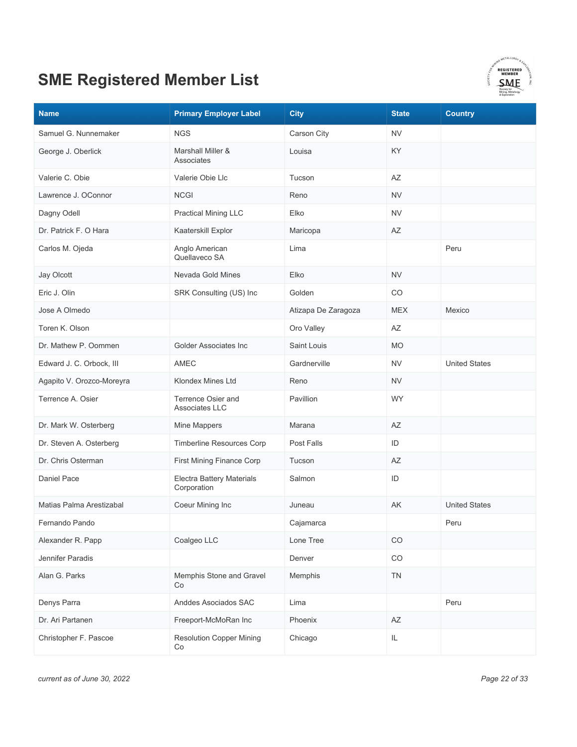# SME Registered Member List

| Name | Primary Employer Label | City | State | Country |
|---|---|---|---|---|
| Samuel G. Nunnemaker | NGS | Carson City | NV | |
| George J. Oberlick | Marshall Miller & Associates | Louisa | KY | |
| Valerie C. Obie | Valerie Obie Llc | Tucson | AZ | |
| Lawrence J. OConnor | NCGI | Reno | NV | |
| Dagny Odell | Practical Mining LLC | Elko | NV | |
| Dr. Patrick F. O Hara | Kaaterskill Explor | Maricopa | AZ | |
| Carlos M. Ojeda | Anglo American Quellaveco SA | Lima | | Peru |
| Jay Olcott | Nevada Gold Mines | Elko | NV | |
| Eric J. Olin | SRK Consulting (US) Inc | Golden | CO | |
| Jose A Olmedo | | Atizapa De Zaragoza | MEX | Mexico |
| Toren K. Olson | | Oro Valley | AZ | |
| Dr. Mathew P. Oommen | Golder Associates Inc | Saint Louis | MO | |
| Edward J. C. Orbock, III | AMEC | Gardnerville | NV | United States |
| Agapito V. Orozco-Moreyra | Klondex Mines Ltd | Reno | NV | |
| Terrence A. Osier | Terrence Osier and Associates LLC | Pavillion | WY | |
| Dr. Mark W. Osterberg | Mine Mappers | Marana | AZ | |
| Dr. Steven A. Osterberg | Timberline Resources Corp | Post Falls | ID | |
| Dr. Chris Osterman | First Mining Finance Corp | Tucson | AZ | |
| Daniel Pace | Electra Battery Materials Corporation | Salmon | ID | |
| Matias Palma Arestizabal | Coeur Mining Inc | Juneau | AK | United States |
| Fernando Pando | | Cajamarca | | Peru |
| Alexander R. Papp | Coalgeo LLC | Lone Tree | CO | |
| Jennifer Paradis | | Denver | CO | |
| Alan G. Parks | Memphis Stone and Gravel Co | Memphis | TN | |
| Denys Parra | Anddes Asociados SAC | Lima | | Peru |
| Dr. Ari Partanen | Freeport-McMoRan Inc | Phoenix | AZ | |
| Christopher F. Pascoe | Resolution Copper Mining Co | Chicago | IL | |

*current as of June 30, 2022*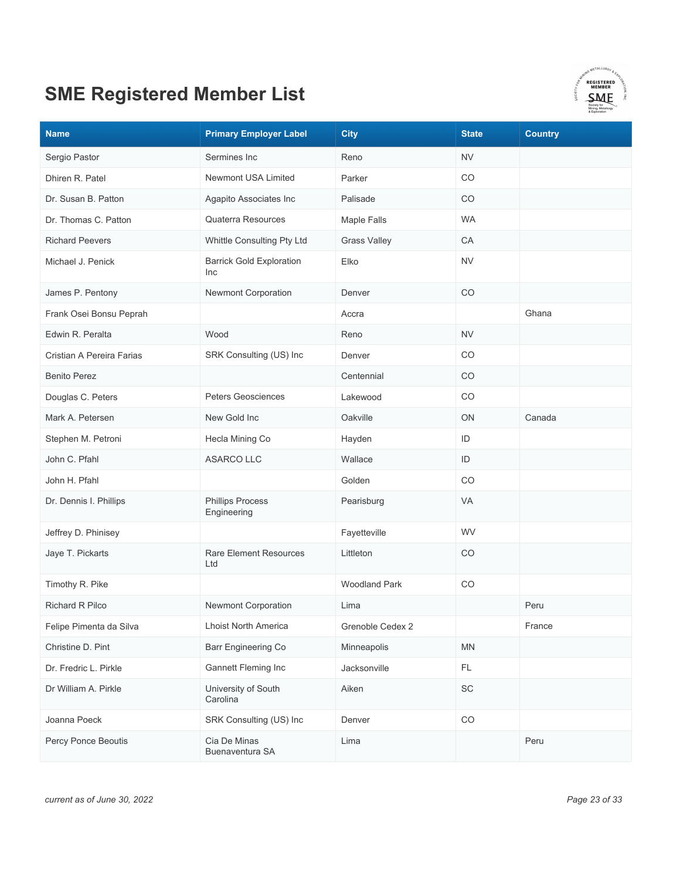# SME Registered Member List

| Name | Primary Employer Label | City | State | Country |
|---|---|---|---|---|
| Sergio Pastor | Sermines Inc | Reno | NV | |
| Dhiren R. Patel | Newmont USA Limited | Parker | CO | |
| Dr. Susan B. Patton | Agapito Associates Inc | Palisade | CO | |
| Dr. Thomas C. Patton | Quaterra Resources | Maple Falls | WA | |
| Richard Peevers | Whittle Consulting Pty Ltd | Grass Valley | CA | |
| Michael J. Penick | Barrick Gold Exploration Inc | Elko | NV | |
| James P. Pentony | Newmont Corporation | Denver | CO | |
| Frank Osei Bonsu Peprah | | Accra | | Ghana |
| Edwin R. Peralta | Wood | Reno | NV | |
| Cristian A Pereira Farias | SRK Consulting (US) Inc | Denver | CO | |
| Benito Perez | | Centennial | CO | |
| Douglas C. Peters | Peters Geosciences | Lakewood | CO | |
| Mark A. Petersen | New Gold Inc | Oakville | ON | Canada |
| Stephen M. Petroni | Hecla Mining Co | Hayden | ID | |
| John C. Pfahl | ASARCO LLC | Wallace | ID | |
| John H. Pfahl | | Golden | CO | |
| Dr. Dennis I. Phillips | Phillips Process Engineering | Pearisburg | VA | |
| Jeffrey D. Phinisey | | Fayetteville | WV | |
| Jaye T. Pickarts | Rare Element Resources Ltd | Littleton | CO | |
| Timothy R. Pike | | Woodland Park | CO | |
| Richard R Pilco | Newmont Corporation | Lima | | Peru |
| Felipe Pimenta da Silva | Lhoist North America | Grenoble Cedex 2 | | France |
| Christine D. Pint | Barr Engineering Co | Minneapolis | MN | |
| Dr. Fredric L. Pirkle | Gannett Fleming Inc | Jacksonville | FL | |
| Dr William A. Pirkle | University of South Carolina | Aiken | SC | |
| Joanna Poeck | SRK Consulting (US) Inc | Denver | CO | |
| Percy Ponce Beoutis | Cia De Minas Buenaventura SA | Lima | | Peru |

*current as of June 30, 2022*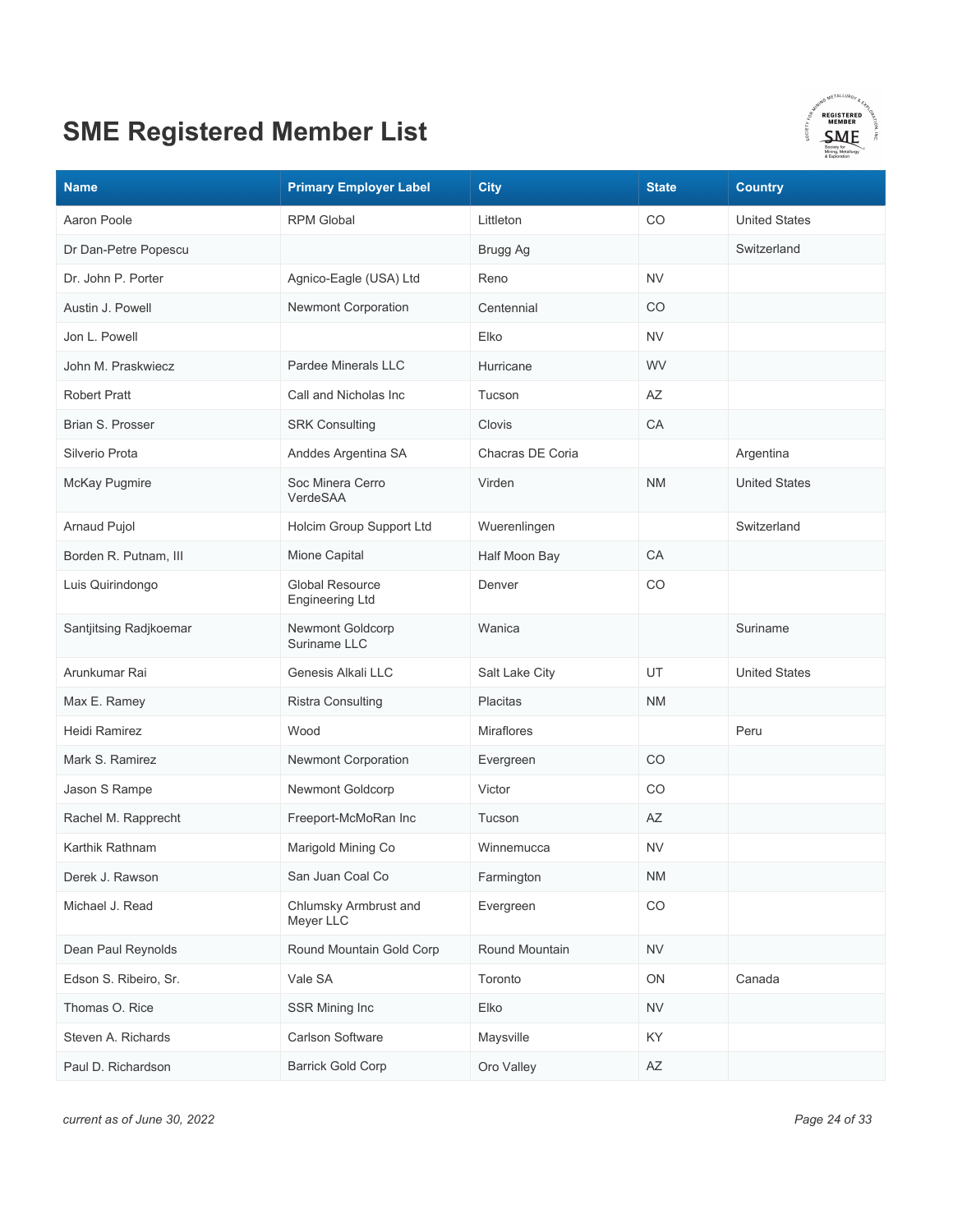# SME Registered Member List

| Name | Primary Employer Label | City | State | Country |
|---|---|---|---|---|
| Aaron Poole | RPM Global | Littleton | CO | United States |
| Dr Dan-Petre Popescu | | Brugg Ag | | Switzerland |
| Dr. John P. Porter | Agnico-Eagle (USA) Ltd | Reno | NV | |
| Austin J. Powell | Newmont Corporation | Centennial | CO | |
| Jon L. Powell | | Elko | NV | |
| John M. Praskwiecz | Pardee Minerals LLC | Hurricane | WV | |
| Robert Pratt | Call and Nicholas Inc | Tucson | AZ | |
| Brian S. Prosser | SRK Consulting | Clovis | CA | |
| Silverio Prota | Anddes Argentina SA | Chacras DE Coria | | Argentina |
| McKay Pugmire | Soc Minera Cerro VerdeSAA | Virden | NM | United States |
| Arnaud Pujol | Holcim Group Support Ltd | Wuerenlingen | | Switzerland |
| Borden R. Putnam, III | Mione Capital | Half Moon Bay | CA | |
| Luis Quirindongo | Global Resource Engineering Ltd | Denver | CO | |
| Santjitsing Radjkoemar | Newmont Goldcorp Suriname LLC | Wanica | | Suriname |
| Arunkumar Rai | Genesis Alkali LLC | Salt Lake City | UT | United States |
| Max E. Ramey | Ristra Consulting | Placitas | NM | |
| Heidi Ramirez | Wood | Miraflores | | Peru |
| Mark S. Ramirez | Newmont Corporation | Evergreen | CO | |
| Jason S Rampe | Newmont Goldcorp | Victor | CO | |
| Rachel M. Rapprecht | Freeport-McMoRan Inc | Tucson | AZ | |
| Karthik Rathnam | Marigold Mining Co | Winnemucca | NV | |
| Derek J. Rawson | San Juan Coal Co | Farmington | NM | |
| Michael J. Read | Chlumsky Armbrust and Meyer LLC | Evergreen | CO | |
| Dean Paul Reynolds | Round Mountain Gold Corp | Round Mountain | NV | |
| Edson S. Ribeiro, Sr. | Vale SA | Toronto | ON | Canada |
| Thomas O. Rice | SSR Mining Inc | Elko | NV | |
| Steven A. Richards | Carlson Software | Maysville | KY | |
| Paul D. Richardson | Barrick Gold Corp | Oro Valley | AZ | |

*current as of June 30, 2022*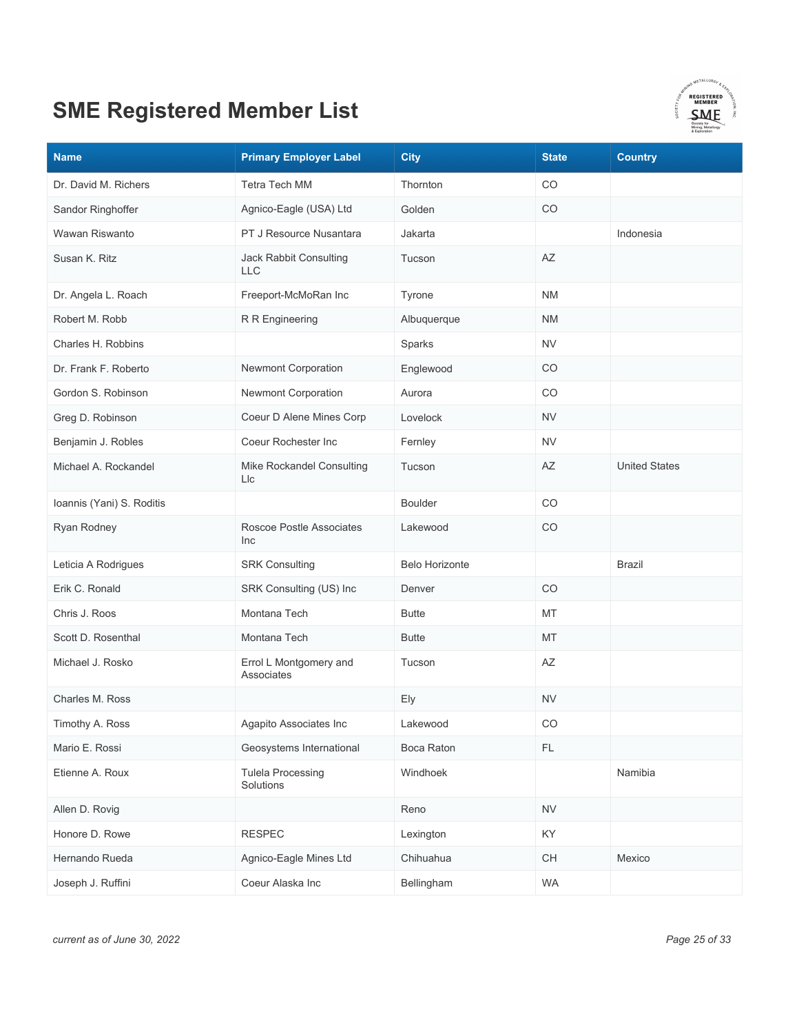# SME Registered Member List

| Name | Primary Employer Label | City | State | Country |
|---|---|---|---|---|
| Dr. David M. Richers | Tetra Tech MM | Thornton | CO | |
| Sandor Ringhoffer | Agnico-Eagle (USA) Ltd | Golden | CO | |
| Wawan Riswanto | PT J Resource Nusantara | Jakarta | | Indonesia |
| Susan K. Ritz | Jack Rabbit Consulting LLC | Tucson | AZ | |
| Dr. Angela L. Roach | Freeport-McMoRan Inc | Tyrone | NM | |
| Robert M. Robb | R R Engineering | Albuquerque | NM | |
| Charles H. Robbins | | Sparks | NV | |
| Dr. Frank F. Roberto | Newmont Corporation | Englewood | CO | |
| Gordon S. Robinson | Newmont Corporation | Aurora | CO | |
| Greg D. Robinson | Coeur D Alene Mines Corp | Lovelock | NV | |
| Benjamin J. Robles | Coeur Rochester Inc | Fernley | NV | |
| Michael A. Rockandel | Mike Rockandel Consulting Llc | Tucson | AZ | United States |
| Ioannis (Yani) S. Roditis | | Boulder | CO | |
| Ryan Rodney | Roscoe Postle Associates Inc | Lakewood | CO | |
| Leticia A Rodrigues | SRK Consulting | Belo Horizonte | | Brazil |
| Erik C. Ronald | SRK Consulting (US) Inc | Denver | CO | |
| Chris J. Roos | Montana Tech | Butte | MT | |
| Scott D. Rosenthal | Montana Tech | Butte | MT | |
| Michael J. Rosko | Errol L Montgomery and Associates | Tucson | AZ | |
| Charles M. Ross | | Ely | NV | |
| Timothy A. Ross | Agapito Associates Inc | Lakewood | CO | |
| Mario E. Rossi | Geosystems International | Boca Raton | FL | |
| Etienne A. Roux | Tulela Processing Solutions | Windhoek | | Namibia |
| Allen D. Rovig | | Reno | NV | |
| Honore D. Rowe | RESPEC | Lexington | KY | |
| Hernando Rueda | Agnico-Eagle Mines Ltd | Chihuahua | CH | Mexico |
| Joseph J. Ruffini | Coeur Alaska Inc | Bellingham | WA | |

*current as of June 30, 2022*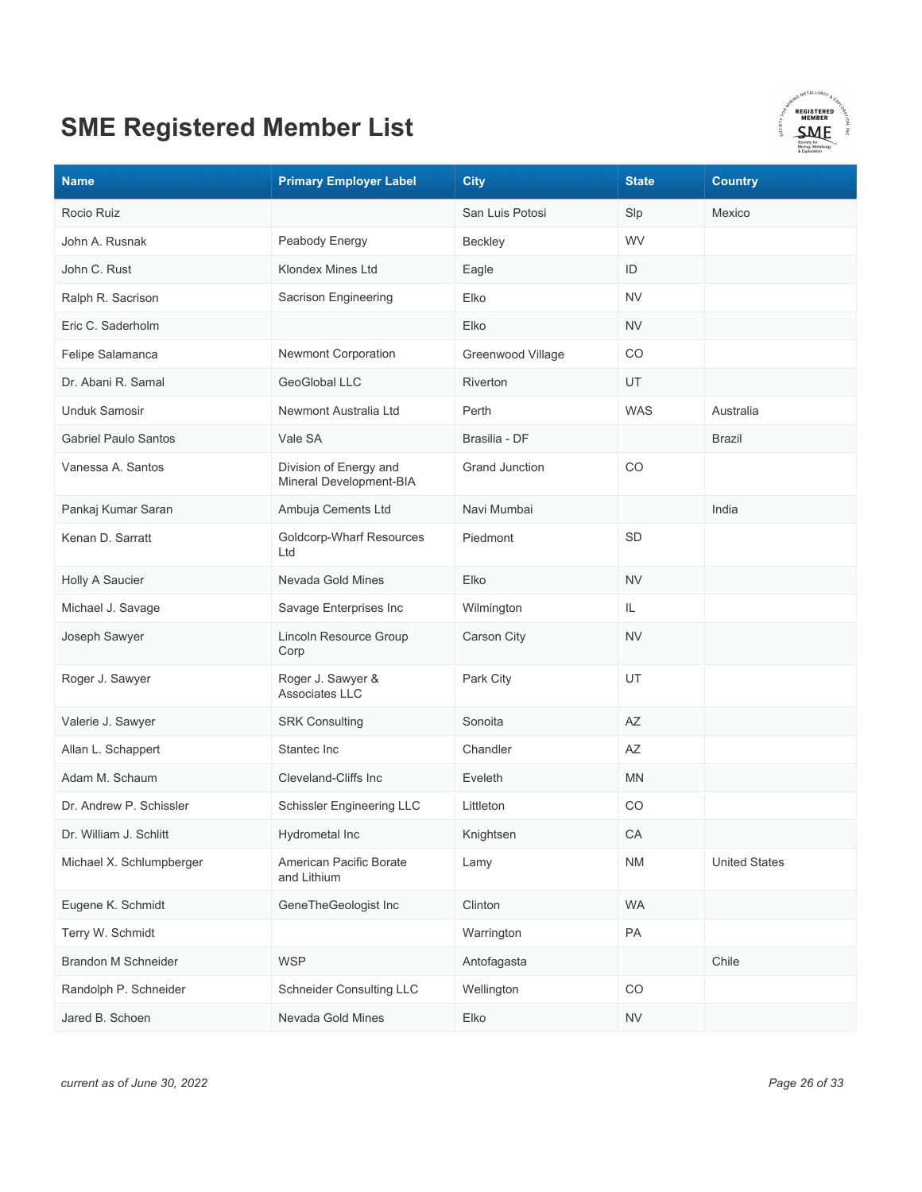# SME Registered Member List

| Name | Primary Employer Label | City | State | Country |
|---|---|---|---|---|
| Rocio Ruiz | | San Luis Potosi | Slp | Mexico |
| John A. Rusnak | Peabody Energy | Beckley | WV | |
| John C. Rust | Klondex Mines Ltd | Eagle | ID | |
| Ralph R. Sacrison | Sacrison Engineering | Elko | NV | |
| Eric C. Saderholm | | Elko | NV | |
| Felipe Salamanca | Newmont Corporation | Greenwood Village | CO | |
| Dr. Abani R. Samal | GeoGlobal LLC | Riverton | UT | |
| Unduk Samosir | Newmont Australia Ltd | Perth | WAS | Australia |
| Gabriel Paulo Santos | Vale SA | Brasilia - DF | | Brazil |
| Vanessa A. Santos | Division of Energy and Mineral Development-BIA | Grand Junction | CO | |
| Pankaj Kumar Saran | Ambuja Cements Ltd | Navi Mumbai | | India |
| Kenan D. Sarratt | Goldcorp-Wharf Resources Ltd | Piedmont | SD | |
| Holly A Saucier | Nevada Gold Mines | Elko | NV | |
| Michael J. Savage | Savage Enterprises Inc | Wilmington | IL | |
| Joseph Sawyer | Lincoln Resource Group Corp | Carson City | NV | |
| Roger J. Sawyer | Roger J. Sawyer & Associates LLC | Park City | UT | |
| Valerie J. Sawyer | SRK Consulting | Sonoita | AZ | |
| Allan L. Schappert | Stantec Inc | Chandler | AZ | |
| Adam M. Schaum | Cleveland-Cliffs Inc | Eveleth | MN | |
| Dr. Andrew P. Schissler | Schissler Engineering LLC | Littleton | CO | |
| Dr. William J. Schlitt | Hydrometal Inc | Knightsen | CA | |
| Michael X. Schlumpberger | American Pacific Borate and Lithium | Lamy | NM | United States |
| Eugene K. Schmidt | GeneTheGeologist Inc | Clinton | WA | |
| Terry W. Schmidt | | Warrington | PA | |
| Brandon M Schneider | WSP | Antofagasta | | Chile |
| Randolph P. Schneider | Schneider Consulting LLC | Wellington | CO | |
| Jared B. Schoen | Nevada Gold Mines | Elko | NV | |

*current as of June 30, 2022*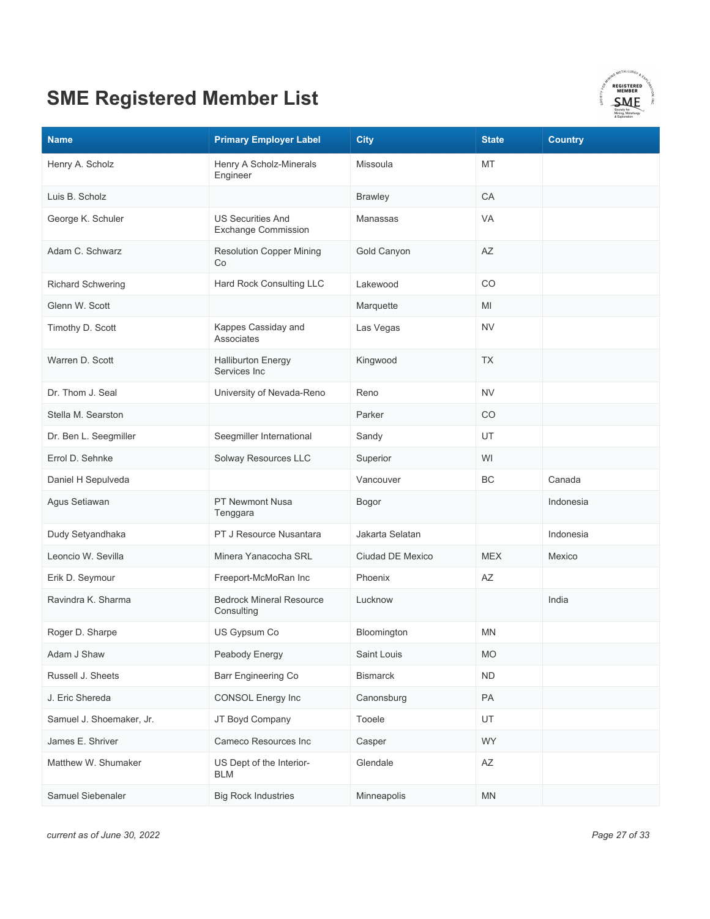# SME Registered Member List

| Name | Primary Employer Label | City | State | Country |
|---|---|---|---|---|
| Henry A. Scholz | Henry A Scholz-Minerals Engineer | Missoula | MT | |
| Luis B. Scholz | | Brawley | CA | |
| George K. Schuler | US Securities And Exchange Commission | Manassas | VA | |
| Adam C. Schwarz | Resolution Copper Mining Co | Gold Canyon | AZ | |
| Richard Schwering | Hard Rock Consulting LLC | Lakewood | CO | |
| Glenn W. Scott | | Marquette | MI | |
| Timothy D. Scott | Kappes Cassiday and Associates | Las Vegas | NV | |
| Warren D. Scott | Halliburton Energy Services Inc | Kingwood | TX | |
| Dr. Thom J. Seal | University of Nevada-Reno | Reno | NV | |
| Stella M. Searston | | Parker | CO | |
| Dr. Ben L. Seegmiller | Seegmiller International | Sandy | UT | |
| Errol D. Sehnke | Solway Resources LLC | Superior | WI | |
| Daniel H Sepulveda | | Vancouver | BC | Canada |
| Agus Setiawan | PT Newmont Nusa Tenggara | Bogor | | Indonesia |
| Dudy Setyandhaka | PT J Resource Nusantara | Jakarta Selatan | | Indonesia |
| Leoncio W. Sevilla | Minera Yanacocha SRL | Ciudad DE Mexico | MEX | Mexico |
| Erik D. Seymour | Freeport-McMoRan Inc | Phoenix | AZ | |
| Ravindra K. Sharma | Bedrock Mineral Resource Consulting | Lucknow | | India |
| Roger D. Sharpe | US Gypsum Co | Bloomington | MN | |
| Adam J Shaw | Peabody Energy | Saint Louis | MO | |
| Russell J. Sheets | Barr Engineering Co | Bismarck | ND | |
| J. Eric Shereda | CONSOL Energy Inc | Canonsburg | PA | |
| Samuel J. Shoemaker, Jr. | JT Boyd Company | Tooele | UT | |
| James E. Shriver | Cameco Resources Inc | Casper | WY | |
| Matthew W. Shumaker | US Dept of the Interior-BLM | Glendale | AZ | |
| Samuel Siebenaler | Big Rock Industries | Minneapolis | MN | |

*current as of June 30, 2022*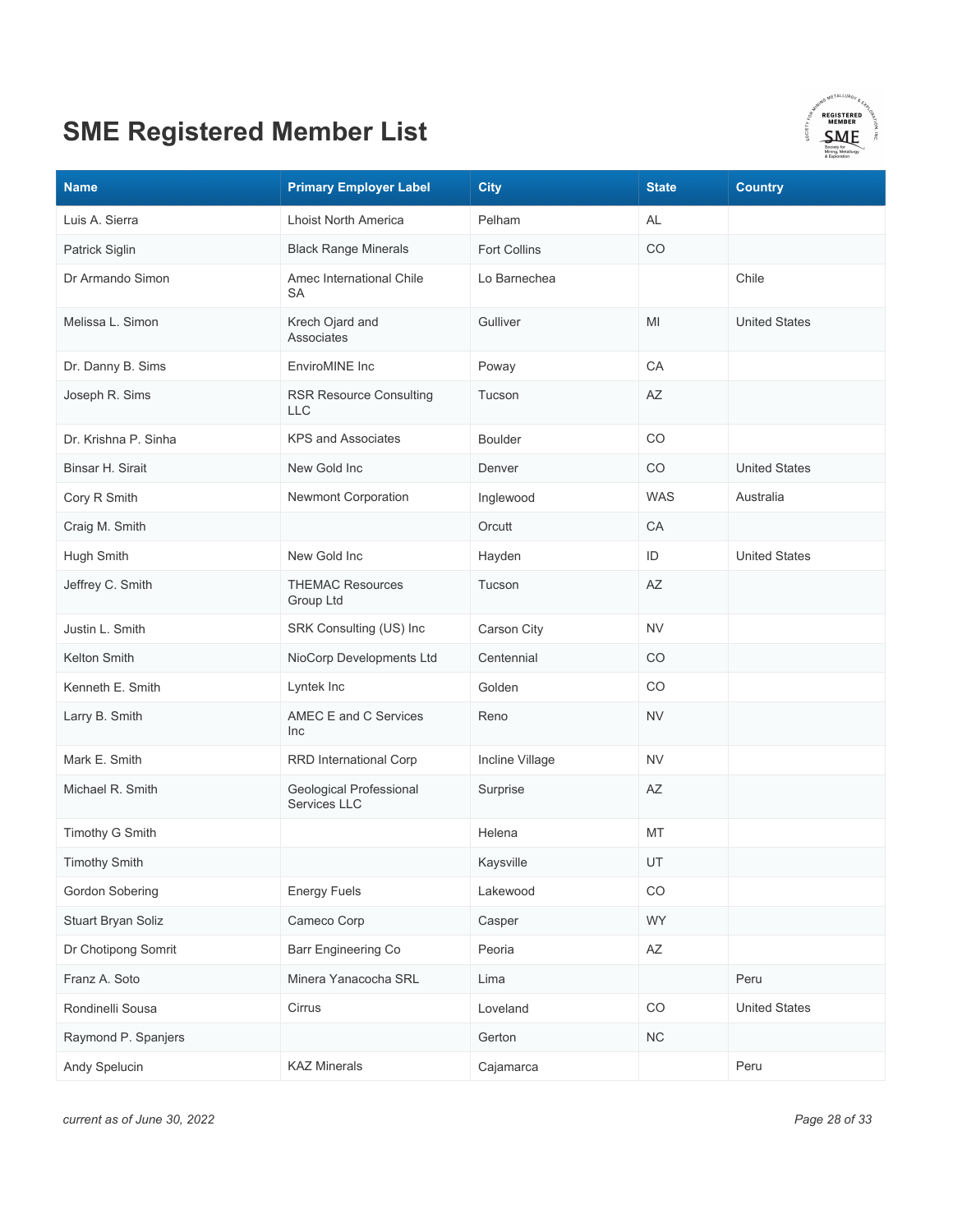# SME Registered Member List

| Name | Primary Employer Label | City | State | Country |
|---|---|---|---|---|
| Luis A. Sierra | Lhoist North America | Pelham | AL | |
| Patrick Siglin | Black Range Minerals | Fort Collins | CO | |
| Dr Armando Simon | Amec International Chile SA | Lo Barnechea | | Chile |
| Melissa L. Simon | Krech Ojard and Associates | Gulliver | MI | United States |
| Dr. Danny B. Sims | EnviroMINE Inc | Poway | CA | |
| Joseph R. Sims | RSR Resource Consulting LLC | Tucson | AZ | |
| Dr. Krishna P. Sinha | KPS and Associates | Boulder | CO | |
| Binsar H. Sirait | New Gold Inc | Denver | CO | United States |
| Cory R Smith | Newmont Corporation | Inglewood | WAS | Australia |
| Craig M. Smith | | Orcutt | CA | |
| Hugh Smith | New Gold Inc | Hayden | ID | United States |
| Jeffrey C. Smith | THEMAC Resources Group Ltd | Tucson | AZ | |
| Justin L. Smith | SRK Consulting (US) Inc | Carson City | NV | |
| Kelton Smith | NioCorp Developments Ltd | Centennial | CO | |
| Kenneth E. Smith | Lyntek Inc | Golden | CO | |
| Larry B. Smith | AMEC E and C Services Inc | Reno | NV | |
| Mark E. Smith | RRD International Corp | Incline Village | NV | |
| Michael R. Smith | Geological Professional Services LLC | Surprise | AZ | |
| Timothy G Smith | | Helena | MT | |
| Timothy Smith | | Kaysville | UT | |
| Gordon Sobering | Energy Fuels | Lakewood | CO | |
| Stuart Bryan Soliz | Cameco Corp | Casper | WY | |
| Dr Chotipong Somrit | Barr Engineering Co | Peoria | AZ | |
| Franz A. Soto | Minera Yanacocha SRL | Lima | | Peru |
| Rondinelli Sousa | Cirrus | Loveland | CO | United States |
| Raymond P. Spanjers | | Gerton | NC | |
| Andy Spelucin | KAZ Minerals | Cajamarca | | Peru |

*current as of June 30, 2022*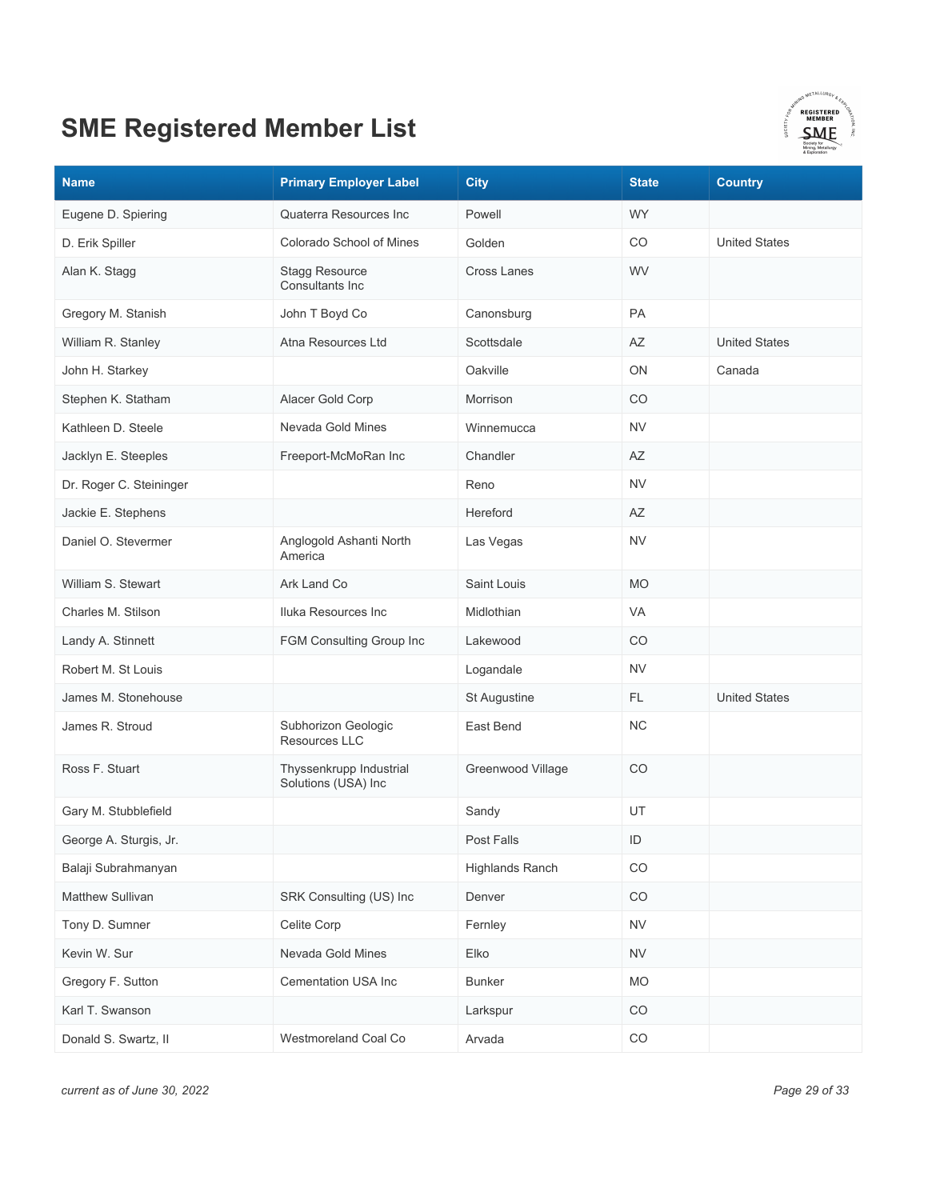# SME Registered Member List

| Name | Primary Employer Label | City | State | Country |
|---|---|---|---|---|
| Eugene D. Spiering | Quaterra Resources Inc | Powell | WY | |
| D. Erik Spiller | Colorado School of Mines | Golden | CO | United States |
| Alan K. Stagg | Stagg Resource Consultants Inc | Cross Lanes | WV | |
| Gregory M. Stanish | John T Boyd Co | Canonsburg | PA | |
| William R. Stanley | Atna Resources Ltd | Scottsdale | AZ | United States |
| John H. Starkey | | Oakville | ON | Canada |
| Stephen K. Statham | Alacer Gold Corp | Morrison | CO | |
| Kathleen D. Steele | Nevada Gold Mines | Winnemucca | NV | |
| Jacklyn E. Steeples | Freeport-McMoRan Inc | Chandler | AZ | |
| Dr. Roger C. Steininger | | Reno | NV | |
| Jackie E. Stephens | | Hereford | AZ | |
| Daniel O. Stevermer | Anglogold Ashanti North America | Las Vegas | NV | |
| William S. Stewart | Ark Land Co | Saint Louis | MO | |
| Charles M. Stilson | Iluka Resources Inc | Midlothian | VA | |
| Landy A. Stinnett | FGM Consulting Group Inc | Lakewood | CO | |
| Robert M. St Louis | | Logandale | NV | |
| James M. Stonehouse | | St Augustine | FL | United States |
| James R. Stroud | Subhorizon Geologic Resources LLC | East Bend | NC | |
| Ross F. Stuart | Thyssenkrupp Industrial Solutions (USA) Inc | Greenwood Village | CO | |
| Gary M. Stubblefield | | Sandy | UT | |
| George A. Sturgis, Jr. | | Post Falls | ID | |
| Balaji Subrahmanyan | | Highlands Ranch | CO | |
| Matthew Sullivan | SRK Consulting (US) Inc | Denver | CO | |
| Tony D. Sumner | Celite Corp | Fernley | NV | |
| Kevin W. Sur | Nevada Gold Mines | Elko | NV | |
| Gregory F. Sutton | Cementation USA Inc | Bunker | MO | |
| Karl T. Swanson | | Larkspur | CO | |
| Donald S. Swartz, II | Westmoreland Coal Co | Arvada | CO | |

*current as of June 30, 2022*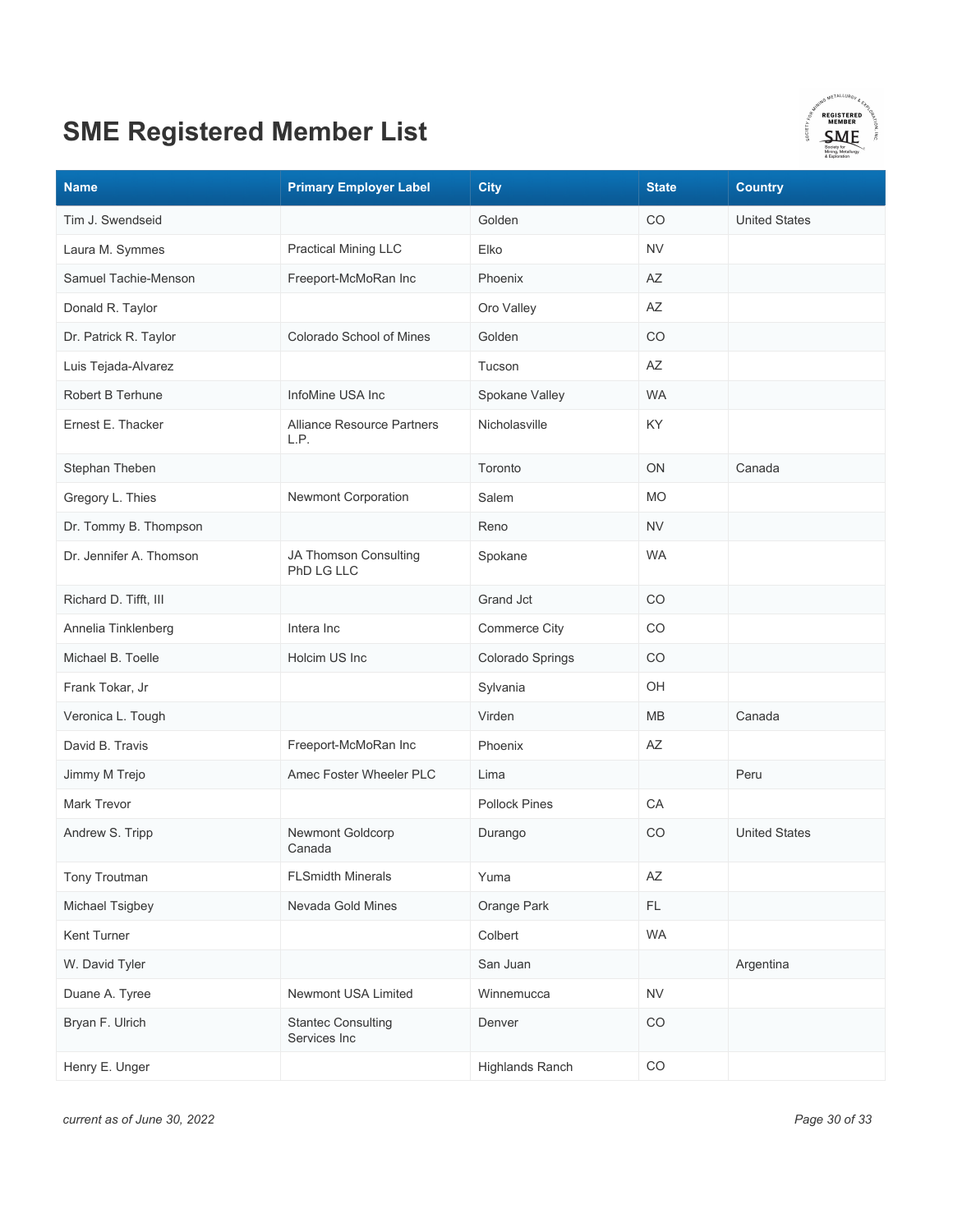# SME Registered Member List

| Name | Primary Employer Label | City | State | Country |
|---|---|---|---|---|
| Tim J. Swendseid | | Golden | CO | United States |
| Laura M. Symmes | Practical Mining LLC | Elko | NV | |
| Samuel Tachie-Menson | Freeport-McMoRan Inc | Phoenix | AZ | |
| Donald R. Taylor | | Oro Valley | AZ | |
| Dr. Patrick R. Taylor | Colorado School of Mines | Golden | CO | |
| Luis Tejada-Alvarez | | Tucson | AZ | |
| Robert B Terhune | InfoMine USA Inc | Spokane Valley | WA | |
| Ernest E. Thacker | Alliance Resource Partners L.P. | Nicholasville | KY | |
| Stephan Theben | | Toronto | ON | Canada |
| Gregory L. Thies | Newmont Corporation | Salem | MO | |
| Dr. Tommy B. Thompson | | Reno | NV | |
| Dr. Jennifer A. Thomson | JA Thomson Consulting PhD LG LLC | Spokane | WA | |
| Richard D. Tifft, III | | Grand Jct | CO | |
| Annelia Tinklenberg | Intera Inc | Commerce City | CO | |
| Michael B. Toelle | Holcim US Inc | Colorado Springs | CO | |
| Frank Tokar, Jr | | Sylvania | OH | |
| Veronica L. Tough | | Virden | MB | Canada |
| David B. Travis | Freeport-McMoRan Inc | Phoenix | AZ | |
| Jimmy M Trejo | Amec Foster Wheeler PLC | Lima | | Peru |
| Mark Trevor | | Pollock Pines | CA | |
| Andrew S. Tripp | Newmont Goldcorp Canada | Durango | CO | United States |
| Tony Troutman | FLSmidth Minerals | Yuma | AZ | |
| Michael Tsigbey | Nevada Gold Mines | Orange Park | FL | |
| Kent Turner | | Colbert | WA | |
| W. David Tyler | | San Juan | | Argentina |
| Duane A. Tyree | Newmont USA Limited | Winnemucca | NV | |
| Bryan F. Ulrich | Stantec Consulting Services Inc | Denver | CO | |
| Henry E. Unger | | Highlands Ranch | CO | |

*current as of June 30, 2022*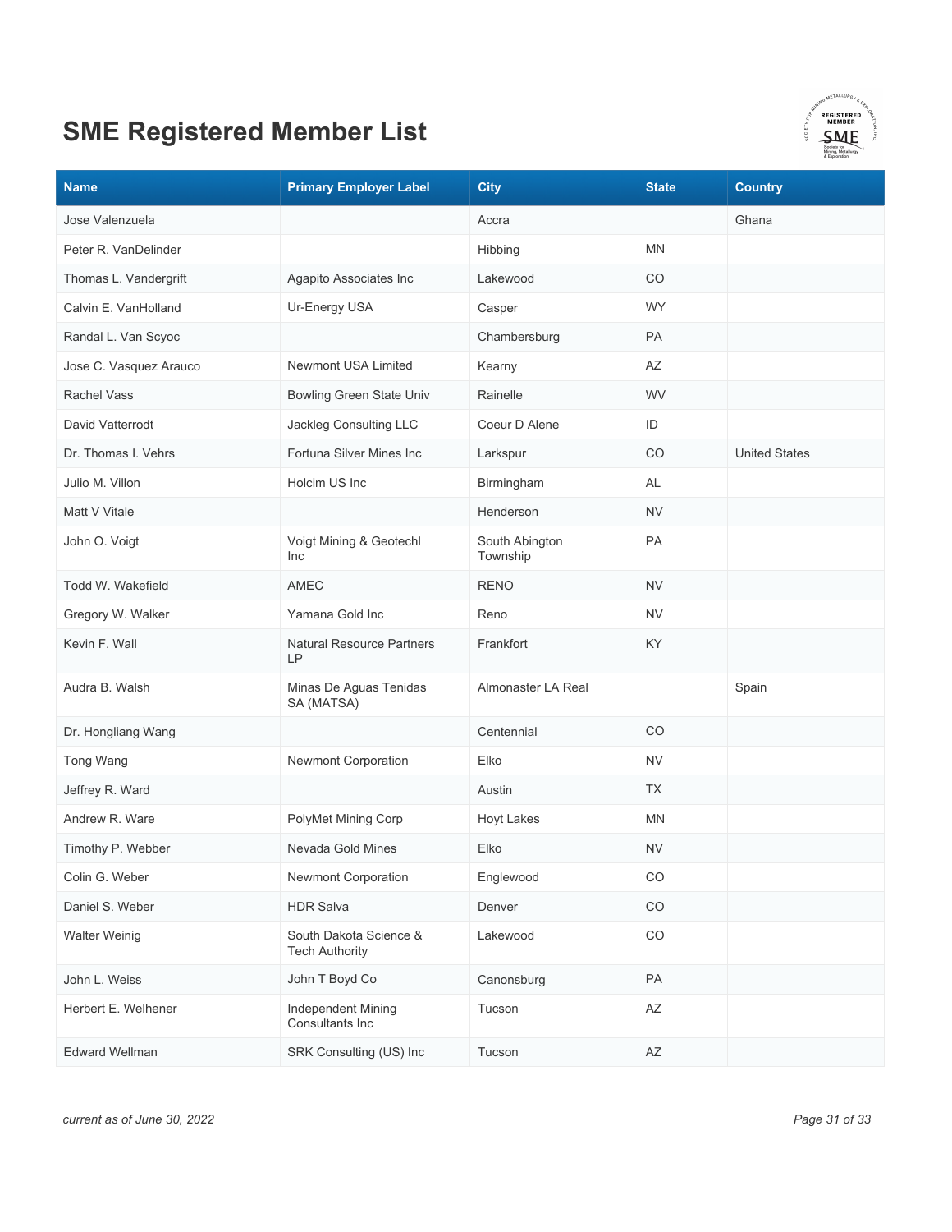# SME Registered Member List

| Name | Primary Employer Label | City | State | Country |
|---|---|---|---|---|
| Jose Valenzuela | | Accra | | Ghana |
| Peter R. VanDelinder | | Hibbing | MN | |
| Thomas L. Vandergrift | Agapito Associates Inc | Lakewood | CO | |
| Calvin E. VanHolland | Ur-Energy USA | Casper | WY | |
| Randal L. Van Scyoc | | Chambersburg | PA | |
| Jose C. Vasquez Arauco | Newmont USA Limited | Kearny | AZ | |
| Rachel Vass | Bowling Green State Univ | Rainelle | WV | |
| David Vatterrodt | Jackleg Consulting LLC | Coeur D Alene | ID | |
| Dr. Thomas I. Vehrs | Fortuna Silver Mines Inc | Larkspur | CO | United States |
| Julio M. Villon | Holcim US Inc | Birmingham | AL | |
| Matt V Vitale | | Henderson | NV | |
| John O. Voigt | Voigt Mining & Geotechl Inc | South Abington Township | PA | |
| Todd W. Wakefield | AMEC | RENO | NV | |
| Gregory W. Walker | Yamana Gold Inc | Reno | NV | |
| Kevin F. Wall | Natural Resource Partners LP | Frankfort | KY | |
| Audra B. Walsh | Minas De Aguas Tenidas SA (MATSA) | Almonaster LA Real | | Spain |
| Dr. Hongliang Wang | | Centennial | CO | |
| Tong Wang | Newmont Corporation | Elko | NV | |
| Jeffrey R. Ward | | Austin | TX | |
| Andrew R. Ware | PolyMet Mining Corp | Hoyt Lakes | MN | |
| Timothy P. Webber | Nevada Gold Mines | Elko | NV | |
| Colin G. Weber | Newmont Corporation | Englewood | CO | |
| Daniel S. Weber | HDR Salva | Denver | CO | |
| Walter Weinig | South Dakota Science & Tech Authority | Lakewood | CO | |
| John L. Weiss | John T Boyd Co | Canonsburg | PA | |
| Herbert E. Welhener | Independent Mining Consultants Inc | Tucson | AZ | |
| Edward Wellman | SRK Consulting (US) Inc | Tucson | AZ | |

*current as of June 30, 2022*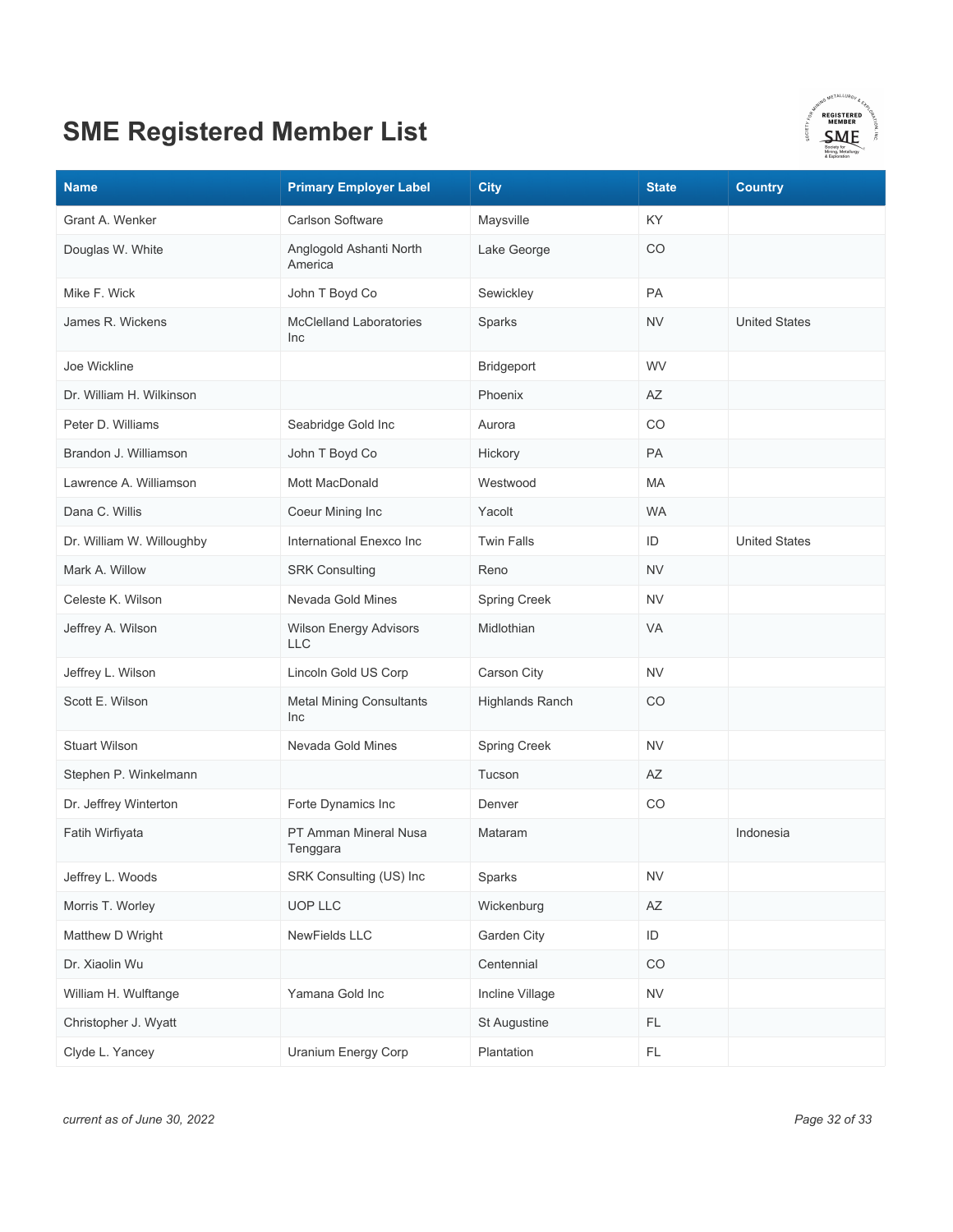# SME Registered Member List

| Name | Primary Employer Label | City | State | Country |
|---|---|---|---|---|
| Grant A. Wenker | Carlson Software | Maysville | KY | |
| Douglas W. White | Anglogold Ashanti North America | Lake George | CO | |
| Mike F. Wick | John T Boyd Co | Sewickley | PA | |
| James R. Wickens | McClelland Laboratories Inc | Sparks | NV | United States |
| Joe Wickline | | Bridgeport | WV | |
| Dr. William H. Wilkinson | | Phoenix | AZ | |
| Peter D. Williams | Seabridge Gold Inc | Aurora | CO | |
| Brandon J. Williamson | John T Boyd Co | Hickory | PA | |
| Lawrence A. Williamson | Mott MacDonald | Westwood | MA | |
| Dana C. Willis | Coeur Mining Inc | Yacolt | WA | |
| Dr. William W. Willoughby | International Enexco Inc | Twin Falls | ID | United States |
| Mark A. Willow | SRK Consulting | Reno | NV | |
| Celeste K. Wilson | Nevada Gold Mines | Spring Creek | NV | |
| Jeffrey A. Wilson | Wilson Energy Advisors LLC | Midlothian | VA | |
| Jeffrey L. Wilson | Lincoln Gold US Corp | Carson City | NV | |
| Scott E. Wilson | Metal Mining Consultants Inc | Highlands Ranch | CO | |
| Stuart Wilson | Nevada Gold Mines | Spring Creek | NV | |
| Stephen P. Winkelmann | | Tucson | AZ | |
| Dr. Jeffrey Winterton | Forte Dynamics Inc | Denver | CO | |
| Fatih Wirfiyata | PT Amman Mineral Nusa Tenggara | Mataram | | Indonesia |
| Jeffrey L. Woods | SRK Consulting (US) Inc | Sparks | NV | |
| Morris T. Worley | UOP LLC | Wickenburg | AZ | |
| Matthew D Wright | NewFields LLC | Garden City | ID | |
| Dr. Xiaolin Wu | | Centennial | CO | |
| William H. Wulftange | Yamana Gold Inc | Incline Village | NV | |
| Christopher J. Wyatt | | St Augustine | FL | |
| Clyde L. Yancey | Uranium Energy Corp | Plantation | FL | |

*current as of June 30, 2022*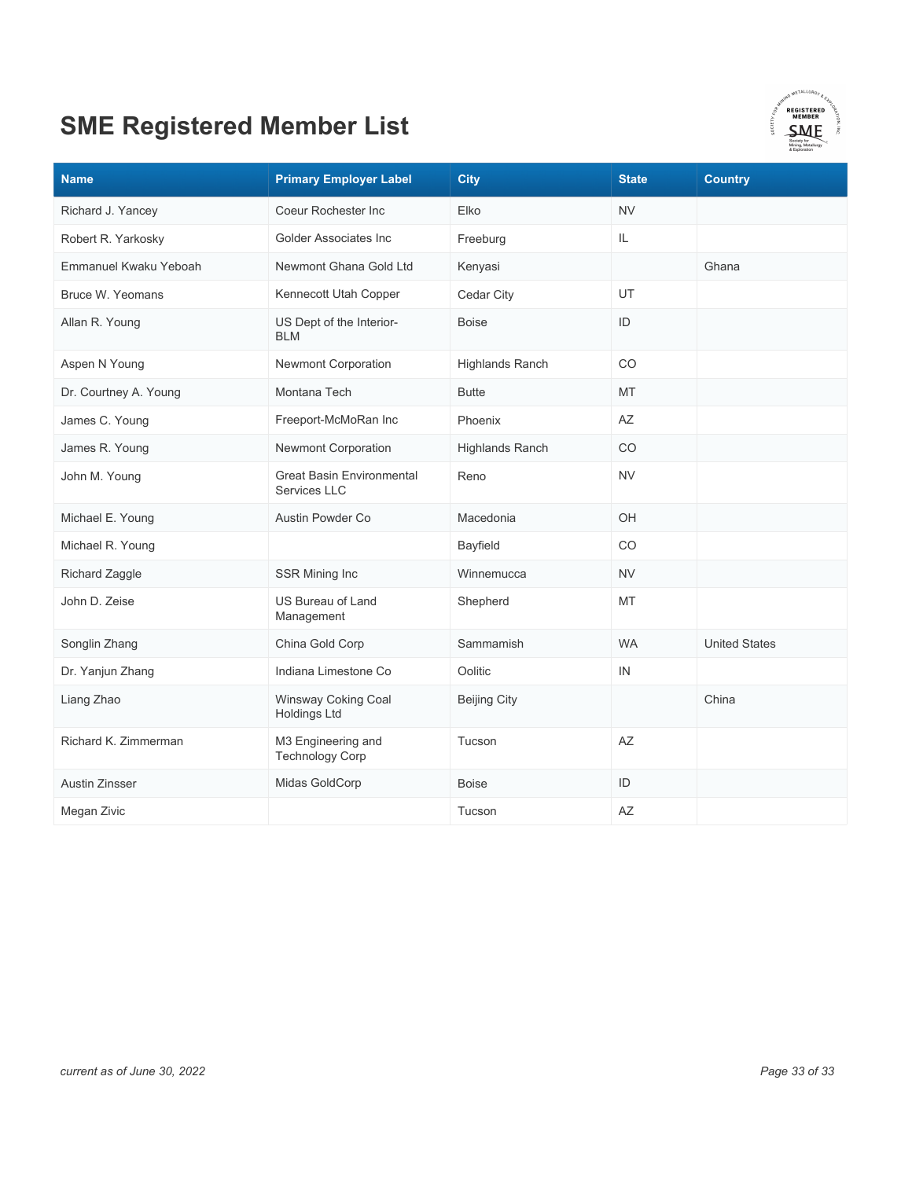# SME Registered Member List

| Name | Primary Employer Label | City | State | Country |
|---|---|---|---|---|
| Richard J. Yancey | Coeur Rochester Inc | Elko | NV | |
| Robert R. Yarkosky | Golder Associates Inc | Freeburg | IL | |
| Emmanuel Kwaku Yeboah | Newmont Ghana Gold Ltd | Kenyasi | | Ghana |
| Bruce W. Yeomans | Kennecott Utah Copper | Cedar City | UT | |
| Allan R. Young | US Dept of the Interior-BLM | Boise | ID | |
| Aspen N Young | Newmont Corporation | Highlands Ranch | CO | |
| Dr. Courtney A. Young | Montana Tech | Butte | MT | |
| James C. Young | Freeport-McMoRan Inc | Phoenix | AZ | |
| James R. Young | Newmont Corporation | Highlands Ranch | CO | |
| John M. Young | Great Basin Environmental Services LLC | Reno | NV | |
| Michael E. Young | Austin Powder Co | Macedonia | OH | |
| Michael R. Young | | Bayfield | CO | |
| Richard Zaggle | SSR Mining Inc | Winnemucca | NV | |
| John D. Zeise | US Bureau of Land Management | Shepherd | MT | |
| Songlin Zhang | China Gold Corp | Sammamish | WA | United States |
| Dr. Yanjun Zhang | Indiana Limestone Co | Oolitic | IN | |
| Liang Zhao | Winsway Coking Coal Holdings Ltd | Beijing City | | China |
| Richard K. Zimmerman | M3 Engineering and Technology Corp | Tucson | AZ | |
| Austin Zinsser | Midas GoldCorp | Boise | ID | |
| Megan Zivic | | Tucson | AZ | |

*current as of June 30, 2022*